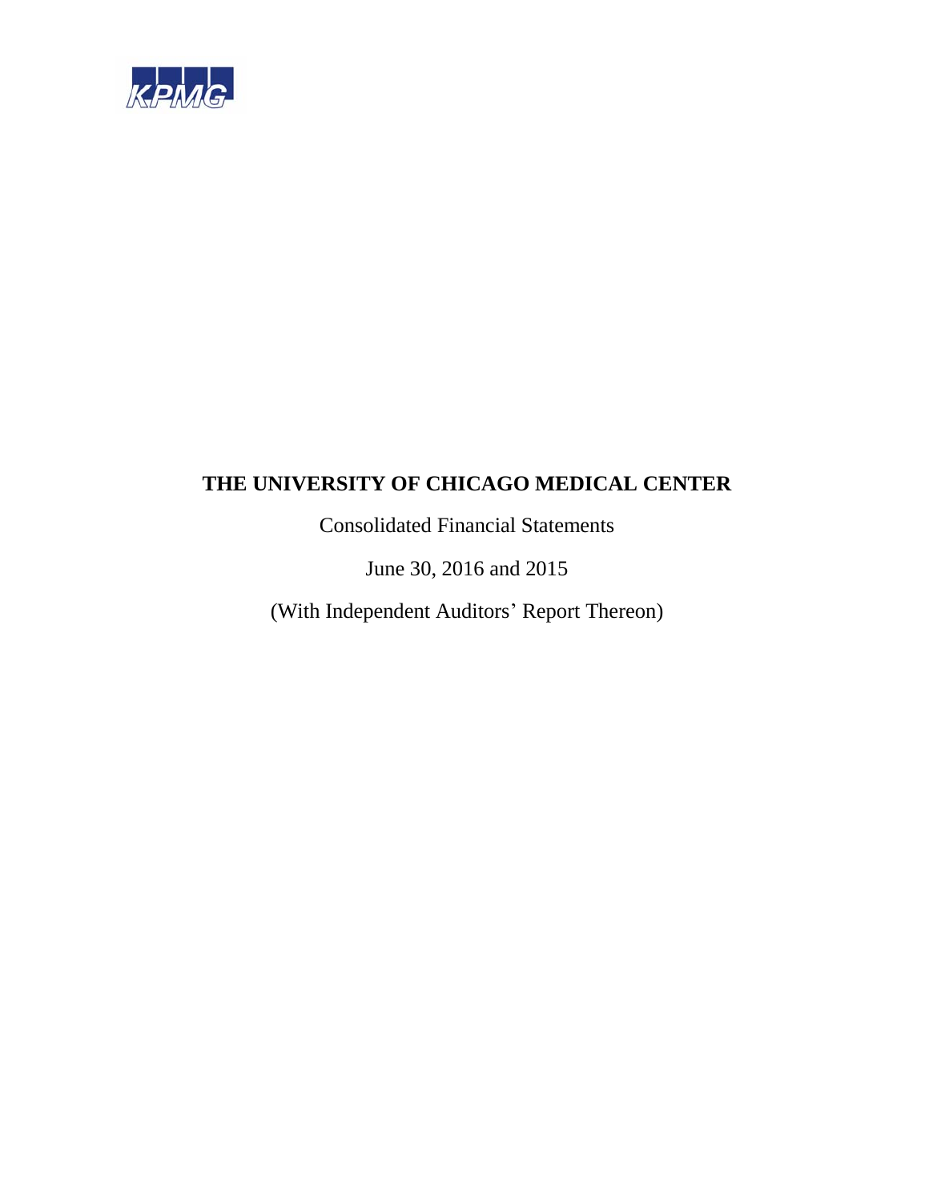KPMG

# THE UNIVERSITY OF CHICAGO MEDICAL CENTER

Consolidated Financial Statements

June 30, 2016 and 2015

(With Independent Auditors' Report Thereon)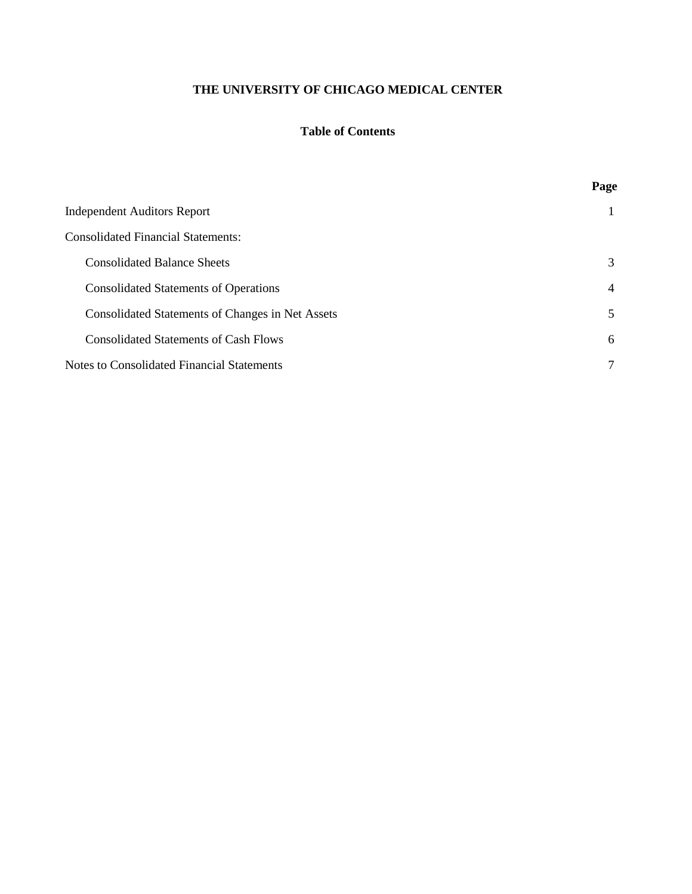# THE UNIVERSITY OF CHICAGO MEDICAL CENTER

## Table of Contents

| | Page |
|---|---|
| Independent Auditors Report | 1 |
| Consolidated Financial Statements: | |
| Consolidated Balance Sheets | 3 |
| Consolidated Statements of Operations | 4 |
| Consolidated Statements of Changes in Net Assets | 5 |
| Consolidated Statements of Cash Flows | 6 |
| Notes to Consolidated Financial Statements | 7 |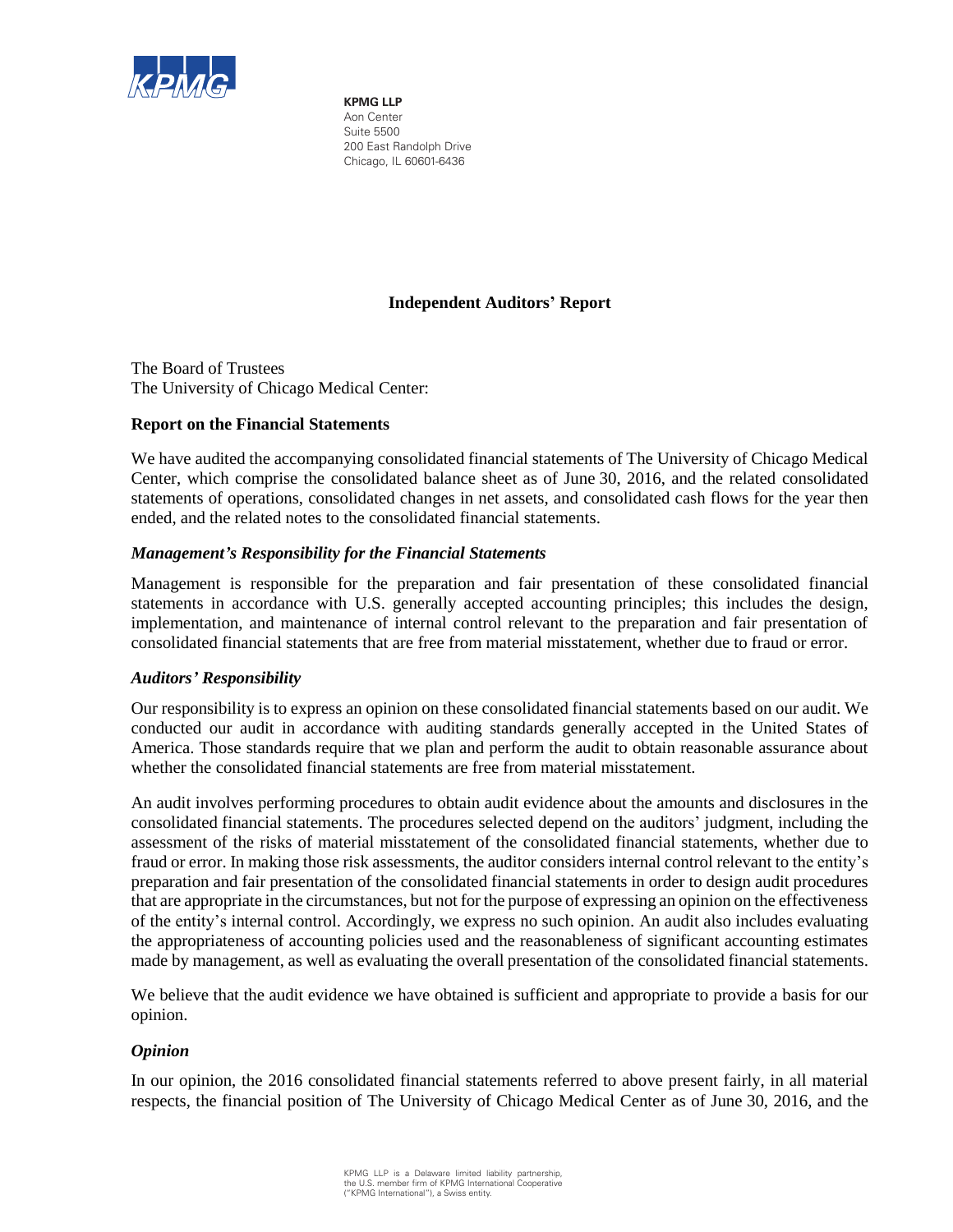**KPMG LLP**
Aon Center
Suite 5500
200 East Randolph Drive
Chicago, IL 60601-6436

## Independent Auditors' Report

The Board of Trustees
The University of Chicago Medical Center:

### Report on the Financial Statements

We have audited the accompanying consolidated financial statements of The University of Chicago Medical Center, which comprise the consolidated balance sheet as of June 30, 2016, and the related consolidated statements of operations, consolidated changes in net assets, and consolidated cash flows for the year then ended, and the related notes to the consolidated financial statements.

#### *Management's Responsibility for the Financial Statements*

Management is responsible for the preparation and fair presentation of these consolidated financial statements in accordance with U.S. generally accepted accounting principles; this includes the design, implementation, and maintenance of internal control relevant to the preparation and fair presentation of consolidated financial statements that are free from material misstatement, whether due to fraud or error.

#### *Auditors' Responsibility*

Our responsibility is to express an opinion on these consolidated financial statements based on our audit. We conducted our audit in accordance with auditing standards generally accepted in the United States of America. Those standards require that we plan and perform the audit to obtain reasonable assurance about whether the consolidated financial statements are free from material misstatement.

An audit involves performing procedures to obtain audit evidence about the amounts and disclosures in the consolidated financial statements. The procedures selected depend on the auditors' judgment, including the assessment of the risks of material misstatement of the consolidated financial statements, whether due to fraud or error. In making those risk assessments, the auditor considers internal control relevant to the entity's preparation and fair presentation of the consolidated financial statements in order to design audit procedures that are appropriate in the circumstances, but not for the purpose of expressing an opinion on the effectiveness of the entity's internal control. Accordingly, we express no such opinion. An audit also includes evaluating the appropriateness of accounting policies used and the reasonableness of significant accounting estimates made by management, as well as evaluating the overall presentation of the consolidated financial statements.

We believe that the audit evidence we have obtained is sufficient and appropriate to provide a basis for our opinion.

#### *Opinion*

In our opinion, the 2016 consolidated financial statements referred to above present fairly, in all material respects, the financial position of The University of Chicago Medical Center as of June 30, 2016, and the

KPMG LLP is a Delaware limited liability partnership, the U.S. member firm of KPMG International Cooperative ("KPMG International"), a Swiss entity.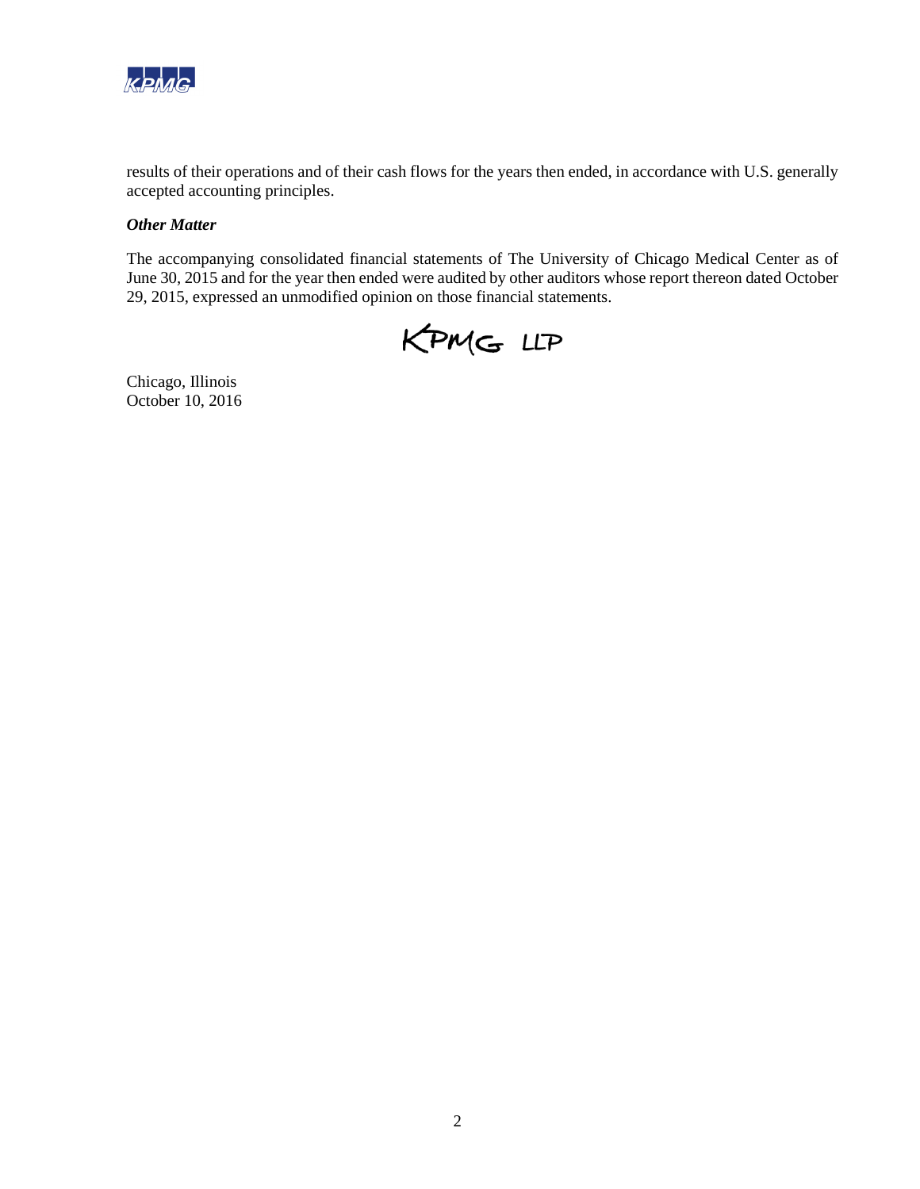results of their operations and of their cash flows for the years then ended, in accordance with U.S. generally accepted accounting principles.

***Other Matter***

The accompanying consolidated financial statements of The University of Chicago Medical Center as of June 30, 2015 and for the year then ended were audited by other auditors whose report thereon dated October 29, 2015, expressed an unmodified opinion on those financial statements.

KPMG LLP

Chicago, Illinois
October 10, 2016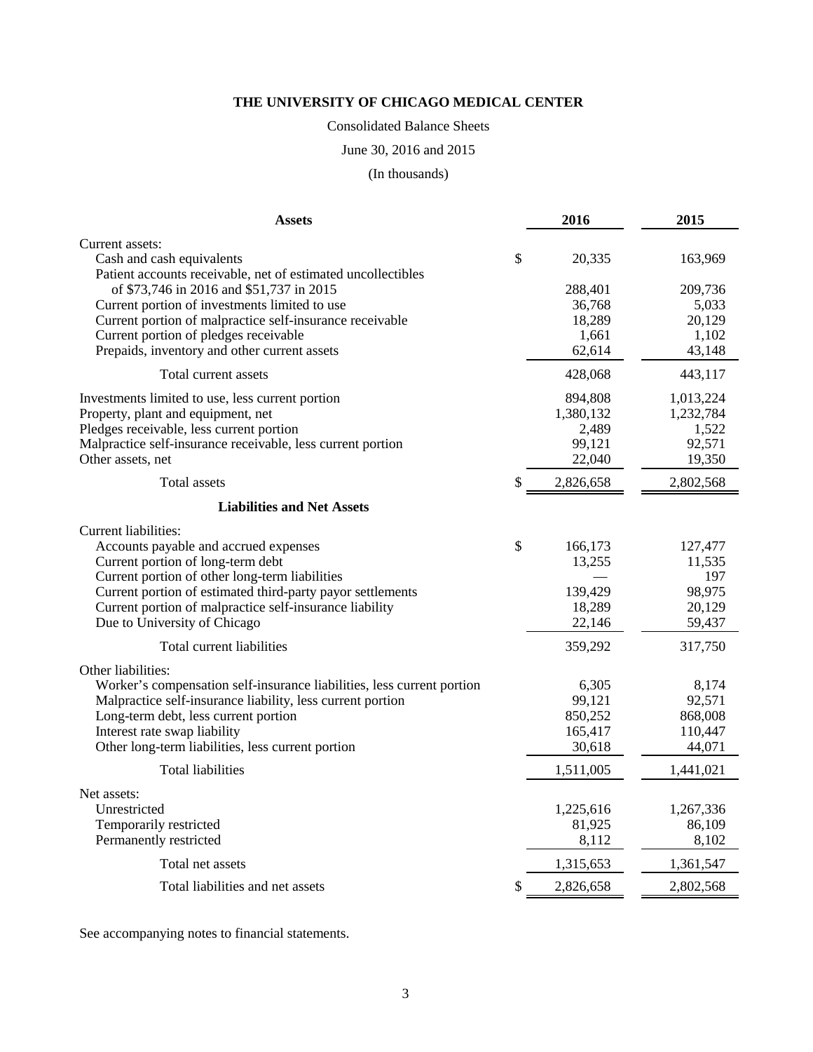# THE UNIVERSITY OF CHICAGO MEDICAL CENTER

Consolidated Balance Sheets

June 30, 2016 and 2015

(In thousands)

| Assets | | 2016 | 2015 |
|---|---|---|---|
| Current assets: | | | |
| Cash and cash equivalents | $ | 20,335 | 163,969 |
| Patient accounts receivable, net of estimated uncollectibles of $73,746 in 2016 and $51,737 in 2015 | | 288,401 | 209,736 |
| Current portion of investments limited to use | | 36,768 | 5,033 |
| Current portion of malpractice self-insurance receivable | | 18,289 | 20,129 |
| Current portion of pledges receivable | | 1,661 | 1,102 |
| Prepaids, inventory and other current assets | | 62,614 | 43,148 |
| Total current assets | | 428,068 | 443,117 |
| Investments limited to use, less current portion | | 894,808 | 1,013,224 |
| Property, plant and equipment, net | | 1,380,132 | 1,232,784 |
| Pledges receivable, less current portion | | 2,489 | 1,522 |
| Malpractice self-insurance receivable, less current portion | | 99,121 | 92,571 |
| Other assets, net | | 22,040 | 19,350 |
| Total assets | $ | 2,826,658 | 2,802,568 |
| **Liabilities and Net Assets** | | | |
| Current liabilities: | | | |
| Accounts payable and accrued expenses | $ | 166,173 | 127,477 |
| Current portion of long-term debt | | 13,255 | 11,535 |
| Current portion of other long-term liabilities | | — | 197 |
| Current portion of estimated third-party payor settlements | | 139,429 | 98,975 |
| Current portion of malpractice self-insurance liability | | 18,289 | 20,129 |
| Due to University of Chicago | | 22,146 | 59,437 |
| Total current liabilities | | 359,292 | 317,750 |
| Other liabilities: | | | |
| Worker's compensation self-insurance liabilities, less current portion | | 6,305 | 8,174 |
| Malpractice self-insurance liability, less current portion | | 99,121 | 92,571 |
| Long-term debt, less current portion | | 850,252 | 868,008 |
| Interest rate swap liability | | 165,417 | 110,447 |
| Other long-term liabilities, less current portion | | 30,618 | 44,071 |
| Total liabilities | | 1,511,005 | 1,441,021 |
| Net assets: | | | |
| Unrestricted | | 1,225,616 | 1,267,336 |
| Temporarily restricted | | 81,925 | 86,109 |
| Permanently restricted | | 8,112 | 8,102 |
| Total net assets | | 1,315,653 | 1,361,547 |
| Total liabilities and net assets | $ | 2,826,658 | 2,802,568 |

See accompanying notes to financial statements.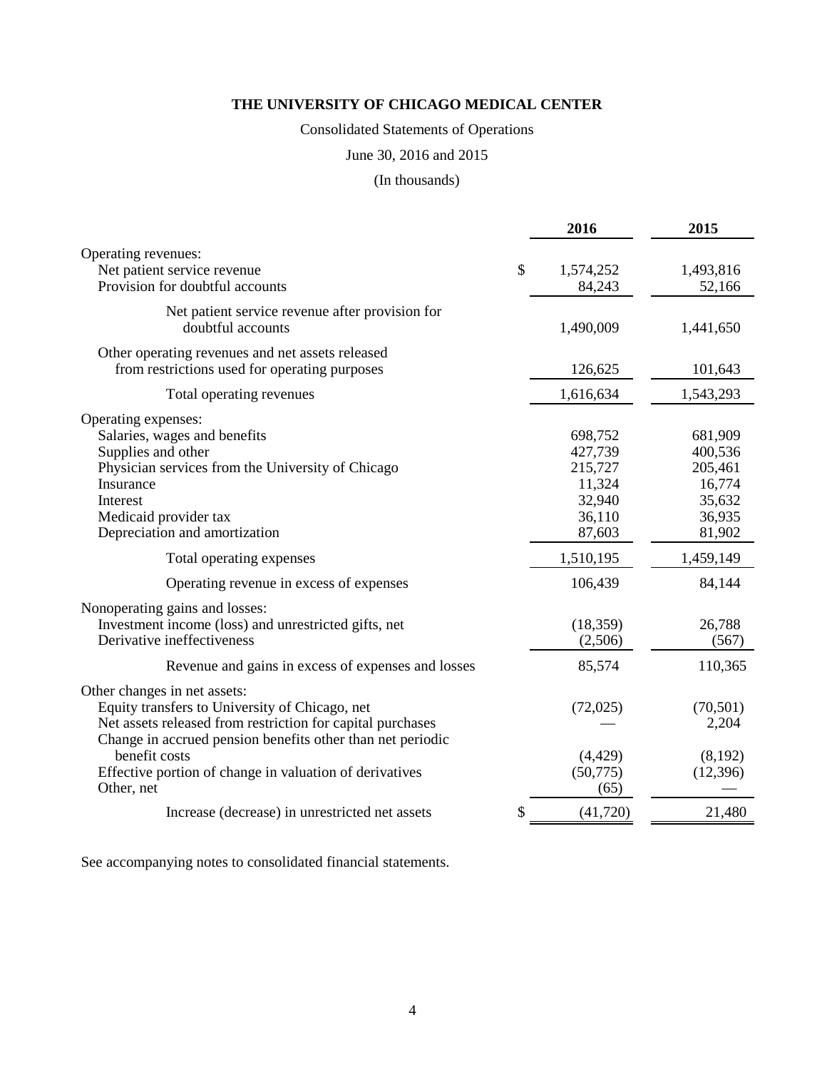# THE UNIVERSITY OF CHICAGO MEDICAL CENTER

Consolidated Statements of Operations

June 30, 2016 and 2015

(In thousands)

| | 2016 | 2015 |
|---|---|---|
| Operating revenues: | | |
| Net patient service revenue | $ 1,574,252 | 1,493,816 |
| Provision for doubtful accounts | 84,243 | 52,166 |
| Net patient service revenue after provision for doubtful accounts | 1,490,009 | 1,441,650 |
| Other operating revenues and net assets released from restrictions used for operating purposes | 126,625 | 101,643 |
| Total operating revenues | 1,616,634 | 1,543,293 |
| Operating expenses: | | |
| Salaries, wages and benefits | 698,752 | 681,909 |
| Supplies and other | 427,739 | 400,536 |
| Physician services from the University of Chicago | 215,727 | 205,461 |
| Insurance | 11,324 | 16,774 |
| Interest | 32,940 | 35,632 |
| Medicaid provider tax | 36,110 | 36,935 |
| Depreciation and amortization | 87,603 | 81,902 |
| Total operating expenses | 1,510,195 | 1,459,149 |
| Operating revenue in excess of expenses | 106,439 | 84,144 |
| Nonoperating gains and losses: | | |
| Investment income (loss) and unrestricted gifts, net | (18,359) | 26,788 |
| Derivative ineffectiveness | (2,506) | (567) |
| Revenue and gains in excess of expenses and losses | 85,574 | 110,365 |
| Other changes in net assets: | | |
| Equity transfers to University of Chicago, net | (72,025) | (70,501) |
| Net assets released from restriction for capital purchases | — | 2,204 |
| Change in accrued pension benefits other than net periodic benefit costs | (4,429) | (8,192) |
| Effective portion of change in valuation of derivatives | (50,775) | (12,396) |
| Other, net | (65) | — |
| Increase (decrease) in unrestricted net assets | $ (41,720) | 21,480 |

See accompanying notes to consolidated financial statements.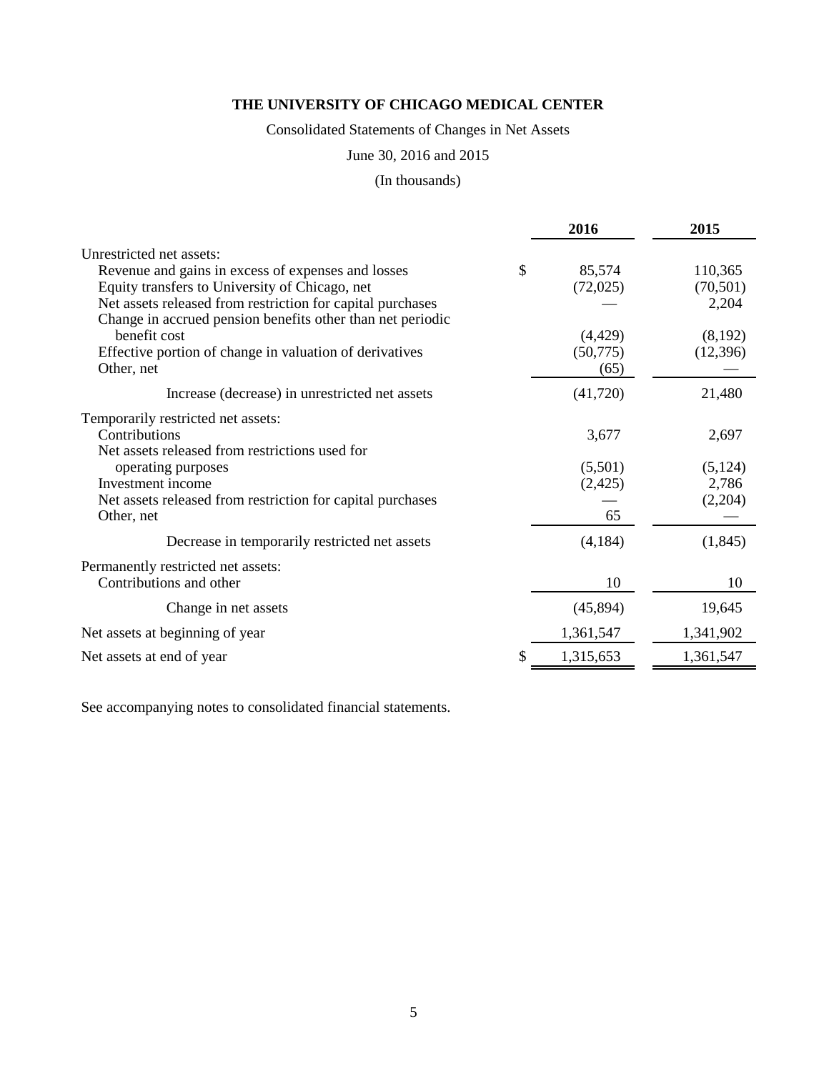**THE UNIVERSITY OF CHICAGO MEDICAL CENTER**

Consolidated Statements of Changes in Net Assets

June 30, 2016 and 2015

(In thousands)

| | 2016 | 2015 |
|---|---|---|
| Unrestricted net assets: | | |
| Revenue and gains in excess of expenses and losses | $ 85,574 | 110,365 |
| Equity transfers to University of Chicago, net | (72,025) | (70,501) |
| Net assets released from restriction for capital purchases | — | 2,204 |
| Change in accrued pension benefits other than net periodic benefit cost | (4,429) | (8,192) |
| Effective portion of change in valuation of derivatives | (50,775) | (12,396) |
| Other, net | (65) | — |
| Increase (decrease) in unrestricted net assets | (41,720) | 21,480 |
| Temporarily restricted net assets: | | |
| Contributions | 3,677 | 2,697 |
| Net assets released from restrictions used for operating purposes | (5,501) | (5,124) |
| Investment income | (2,425) | 2,786 |
| Net assets released from restriction for capital purchases | — | (2,204) |
| Other, net | 65 | — |
| Decrease in temporarily restricted net assets | (4,184) | (1,845) |
| Permanently restricted net assets: | | |
| Contributions and other | 10 | 10 |
| Change in net assets | (45,894) | 19,645 |
| Net assets at beginning of year | 1,361,547 | 1,341,902 |
| Net assets at end of year | $ 1,315,653 | 1,361,547 |

See accompanying notes to consolidated financial statements.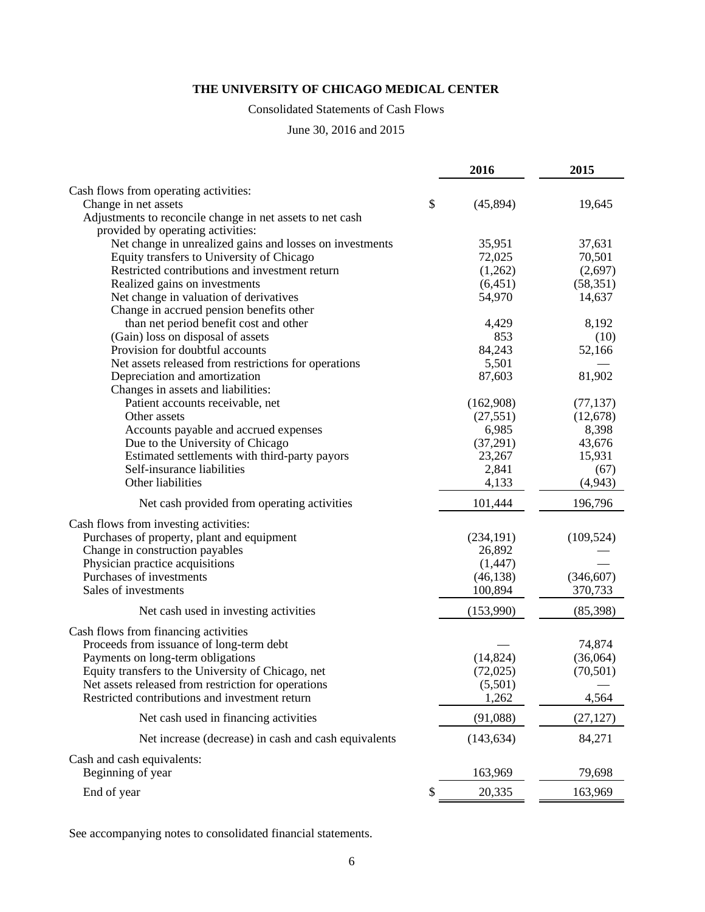**THE UNIVERSITY OF CHICAGO MEDICAL CENTER**

Consolidated Statements of Cash Flows

June 30, 2016 and 2015

| | 2016 | 2015 |
|---|---|---|
| Cash flows from operating activities: | | |
| Change in net assets | $ (45,894) | 19,645 |
| Adjustments to reconcile change in net assets to net cash provided by operating activities: | | |
| Net change in unrealized gains and losses on investments | 35,951 | 37,631 |
| Equity transfers to University of Chicago | 72,025 | 70,501 |
| Restricted contributions and investment return | (1,262) | (2,697) |
| Realized gains on investments | (6,451) | (58,351) |
| Net change in valuation of derivatives | 54,970 | 14,637 |
| Change in accrued pension benefits other than net period benefit cost and other | 4,429 | 8,192 |
| (Gain) loss on disposal of assets | 853 | (10) |
| Provision for doubtful accounts | 84,243 | 52,166 |
| Net assets released from restrictions for operations | 5,501 | — |
| Depreciation and amortization | 87,603 | 81,902 |
| Changes in assets and liabilities: | | |
| Patient accounts receivable, net | (162,908) | (77,137) |
| Other assets | (27,551) | (12,678) |
| Accounts payable and accrued expenses | 6,985 | 8,398 |
| Due to the University of Chicago | (37,291) | 43,676 |
| Estimated settlements with third-party payors | 23,267 | 15,931 |
| Self-insurance liabilities | 2,841 | (67) |
| Other liabilities | 4,133 | (4,943) |
| Net cash provided from operating activities | 101,444 | 196,796 |
| Cash flows from investing activities: | | |
| Purchases of property, plant and equipment | (234,191) | (109,524) |
| Change in construction payables | 26,892 | — |
| Physician practice acquisitions | (1,447) | — |
| Purchases of investments | (46,138) | (346,607) |
| Sales of investments | 100,894 | 370,733 |
| Net cash used in investing activities | (153,990) | (85,398) |
| Cash flows from financing activities | | |
| Proceeds from issuance of long-term debt | — | 74,874 |
| Payments on long-term obligations | (14,824) | (36,064) |
| Equity transfers to the University of Chicago, net | (72,025) | (70,501) |
| Net assets released from restriction for operations | (5,501) | — |
| Restricted contributions and investment return | 1,262 | 4,564 |
| Net cash used in financing activities | (91,088) | (27,127) |
| Net increase (decrease) in cash and cash equivalents | (143,634) | 84,271 |
| Cash and cash equivalents: | | |
| Beginning of year | 163,969 | 79,698 |
| End of year | $ 20,335 | 163,969 |

See accompanying notes to consolidated financial statements.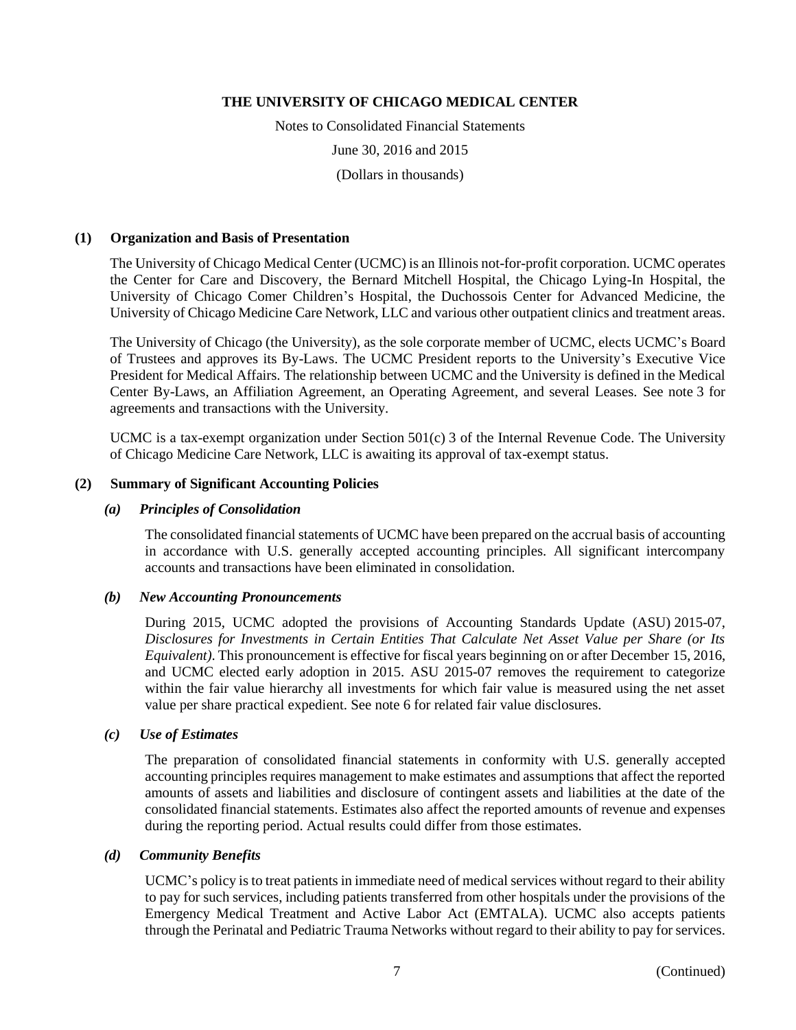# THE UNIVERSITY OF CHICAGO MEDICAL CENTER

Notes to Consolidated Financial Statements

June 30, 2016 and 2015

(Dollars in thousands)

## (1) Organization and Basis of Presentation

The University of Chicago Medical Center (UCMC) is an Illinois not-for-profit corporation. UCMC operates the Center for Care and Discovery, the Bernard Mitchell Hospital, the Chicago Lying-In Hospital, the University of Chicago Comer Children's Hospital, the Duchossois Center for Advanced Medicine, the University of Chicago Medicine Care Network, LLC and various other outpatient clinics and treatment areas.

The University of Chicago (the University), as the sole corporate member of UCMC, elects UCMC's Board of Trustees and approves its By-Laws. The UCMC President reports to the University's Executive Vice President for Medical Affairs. The relationship between UCMC and the University is defined in the Medical Center By-Laws, an Affiliation Agreement, an Operating Agreement, and several Leases. See note 3 for agreements and transactions with the University.

UCMC is a tax-exempt organization under Section 501(c) 3 of the Internal Revenue Code. The University of Chicago Medicine Care Network, LLC is awaiting its approval of tax-exempt status.

## (2) Summary of Significant Accounting Policies

### *(a) Principles of Consolidation*

The consolidated financial statements of UCMC have been prepared on the accrual basis of accounting in accordance with U.S. generally accepted accounting principles. All significant intercompany accounts and transactions have been eliminated in consolidation.

### *(b) New Accounting Pronouncements*

During 2015, UCMC adopted the provisions of Accounting Standards Update (ASU) 2015-07, *Disclosures for Investments in Certain Entities That Calculate Net Asset Value per Share (or Its Equivalent)*. This pronouncement is effective for fiscal years beginning on or after December 15, 2016, and UCMC elected early adoption in 2015. ASU 2015-07 removes the requirement to categorize within the fair value hierarchy all investments for which fair value is measured using the net asset value per share practical expedient. See note 6 for related fair value disclosures.

### *(c) Use of Estimates*

The preparation of consolidated financial statements in conformity with U.S. generally accepted accounting principles requires management to make estimates and assumptions that affect the reported amounts of assets and liabilities and disclosure of contingent assets and liabilities at the date of the consolidated financial statements. Estimates also affect the reported amounts of revenue and expenses during the reporting period. Actual results could differ from those estimates.

### *(d) Community Benefits*

UCMC's policy is to treat patients in immediate need of medical services without regard to their ability to pay for such services, including patients transferred from other hospitals under the provisions of the Emergency Medical Treatment and Active Labor Act (EMTALA). UCMC also accepts patients through the Perinatal and Pediatric Trauma Networks without regard to their ability to pay for services.

(Continued)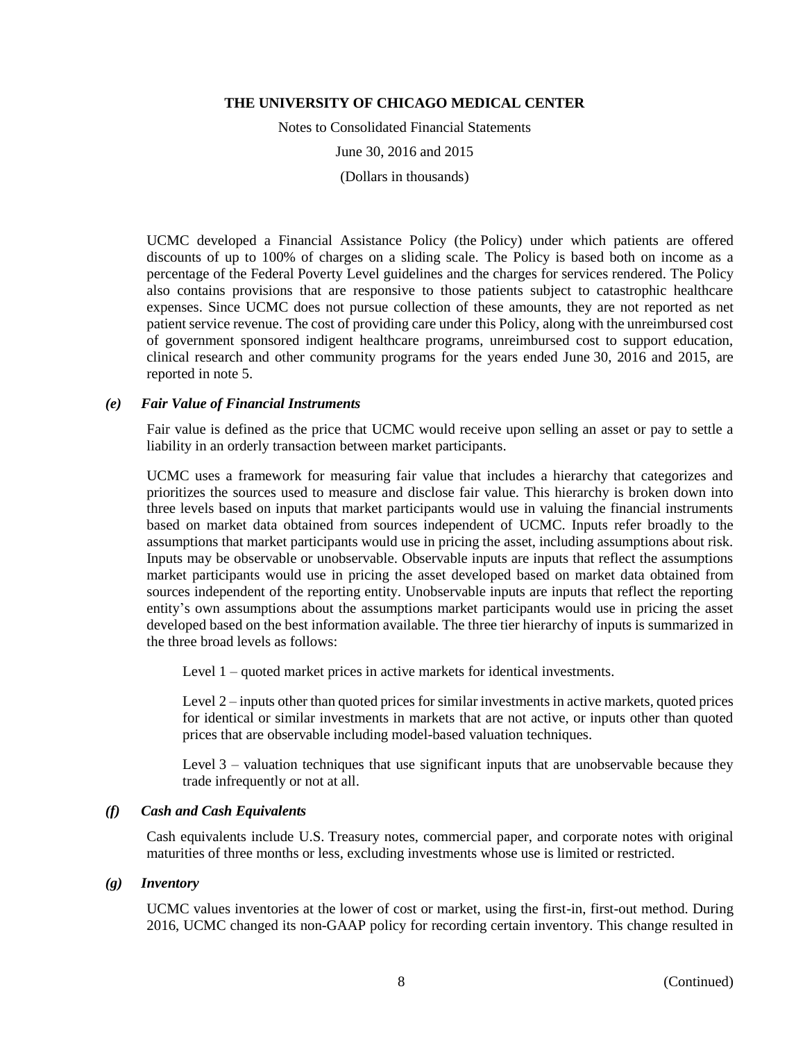UCMC developed a Financial Assistance Policy (the Policy) under which patients are offered discounts of up to 100% of charges on a sliding scale. The Policy is based both on income as a percentage of the Federal Poverty Level guidelines and the charges for services rendered. The Policy also contains provisions that are responsive to those patients subject to catastrophic healthcare expenses. Since UCMC does not pursue collection of these amounts, they are not reported as net patient service revenue. The cost of providing care under this Policy, along with the unreimbursed cost of government sponsored indigent healthcare programs, unreimbursed cost to support education, clinical research and other community programs for the years ended June 30, 2016 and 2015, are reported in note 5.

### *(e) Fair Value of Financial Instruments*

Fair value is defined as the price that UCMC would receive upon selling an asset or pay to settle a liability in an orderly transaction between market participants.

UCMC uses a framework for measuring fair value that includes a hierarchy that categorizes and prioritizes the sources used to measure and disclose fair value. This hierarchy is broken down into three levels based on inputs that market participants would use in valuing the financial instruments based on market data obtained from sources independent of UCMC. Inputs refer broadly to the assumptions that market participants would use in pricing the asset, including assumptions about risk. Inputs may be observable or unobservable. Observable inputs are inputs that reflect the assumptions market participants would use in pricing the asset developed based on market data obtained from sources independent of the reporting entity. Unobservable inputs are inputs that reflect the reporting entity's own assumptions about the assumptions market participants would use in pricing the asset developed based on the best information available. The three tier hierarchy of inputs is summarized in the three broad levels as follows:

Level 1 – quoted market prices in active markets for identical investments.

Level 2 – inputs other than quoted prices for similar investments in active markets, quoted prices for identical or similar investments in markets that are not active, or inputs other than quoted prices that are observable including model-based valuation techniques.

Level 3 – valuation techniques that use significant inputs that are unobservable because they trade infrequently or not at all.

### *(f) Cash and Cash Equivalents*

Cash equivalents include U.S. Treasury notes, commercial paper, and corporate notes with original maturities of three months or less, excluding investments whose use is limited or restricted.

### *(g) Inventory*

UCMC values inventories at the lower of cost or market, using the first-in, first-out method. During 2016, UCMC changed its non-GAAP policy for recording certain inventory. This change resulted in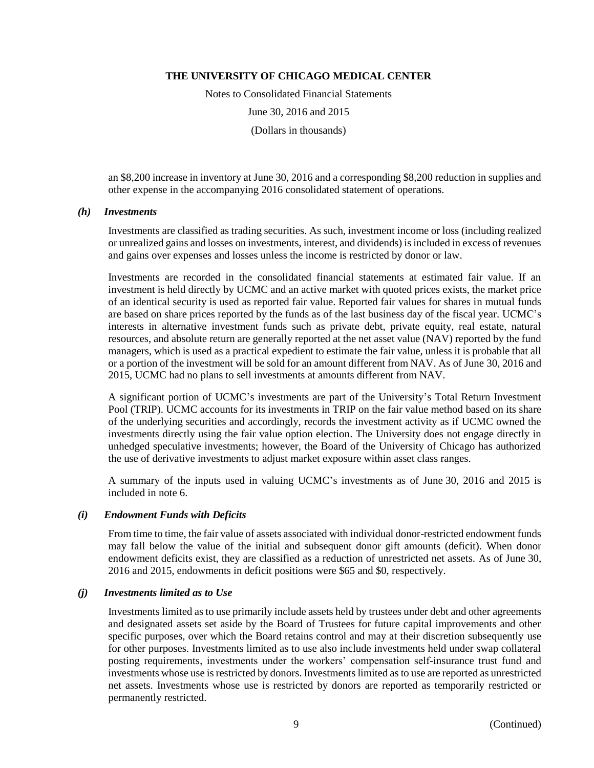an $8,200 increase in inventory at June 30, 2016 and a corresponding $8,200 reduction in supplies and other expense in the accompanying 2016 consolidated statement of operations.

### *(h) Investments*

Investments are classified as trading securities. As such, investment income or loss (including realized or unrealized gains and losses on investments, interest, and dividends) is included in excess of revenues and gains over expenses and losses unless the income is restricted by donor or law.

Investments are recorded in the consolidated financial statements at estimated fair value. If an investment is held directly by UCMC and an active market with quoted prices exists, the market price of an identical security is used as reported fair value. Reported fair values for shares in mutual funds are based on share prices reported by the funds as of the last business day of the fiscal year. UCMC's interests in alternative investment funds such as private debt, private equity, real estate, natural resources, and absolute return are generally reported at the net asset value (NAV) reported by the fund managers, which is used as a practical expedient to estimate the fair value, unless it is probable that all or a portion of the investment will be sold for an amount different from NAV. As of June 30, 2016 and 2015, UCMC had no plans to sell investments at amounts different from NAV.

A significant portion of UCMC's investments are part of the University's Total Return Investment Pool (TRIP). UCMC accounts for its investments in TRIP on the fair value method based on its share of the underlying securities and accordingly, records the investment activity as if UCMC owned the investments directly using the fair value option election. The University does not engage directly in unhedged speculative investments; however, the Board of the University of Chicago has authorized the use of derivative investments to adjust market exposure within asset class ranges.

A summary of the inputs used in valuing UCMC's investments as of June 30, 2016 and 2015 is included in note 6.

### *(i) Endowment Funds with Deficits*

From time to time, the fair value of assets associated with individual donor-restricted endowment funds may fall below the value of the initial and subsequent donor gift amounts (deficit). When donor endowment deficits exist, they are classified as a reduction of unrestricted net assets. As of June 30, 2016 and 2015, endowments in deficit positions were $65 and $0, respectively.

### *(j) Investments limited as to Use*

Investments limited as to use primarily include assets held by trustees under debt and other agreements and designated assets set aside by the Board of Trustees for future capital improvements and other specific purposes, over which the Board retains control and may at their discretion subsequently use for other purposes. Investments limited as to use also include investments held under swap collateral posting requirements, investments under the workers' compensation self-insurance trust fund and investments whose use is restricted by donors. Investments limited as to use are reported as unrestricted net assets. Investments whose use is restricted by donors are reported as temporarily restricted or permanently restricted.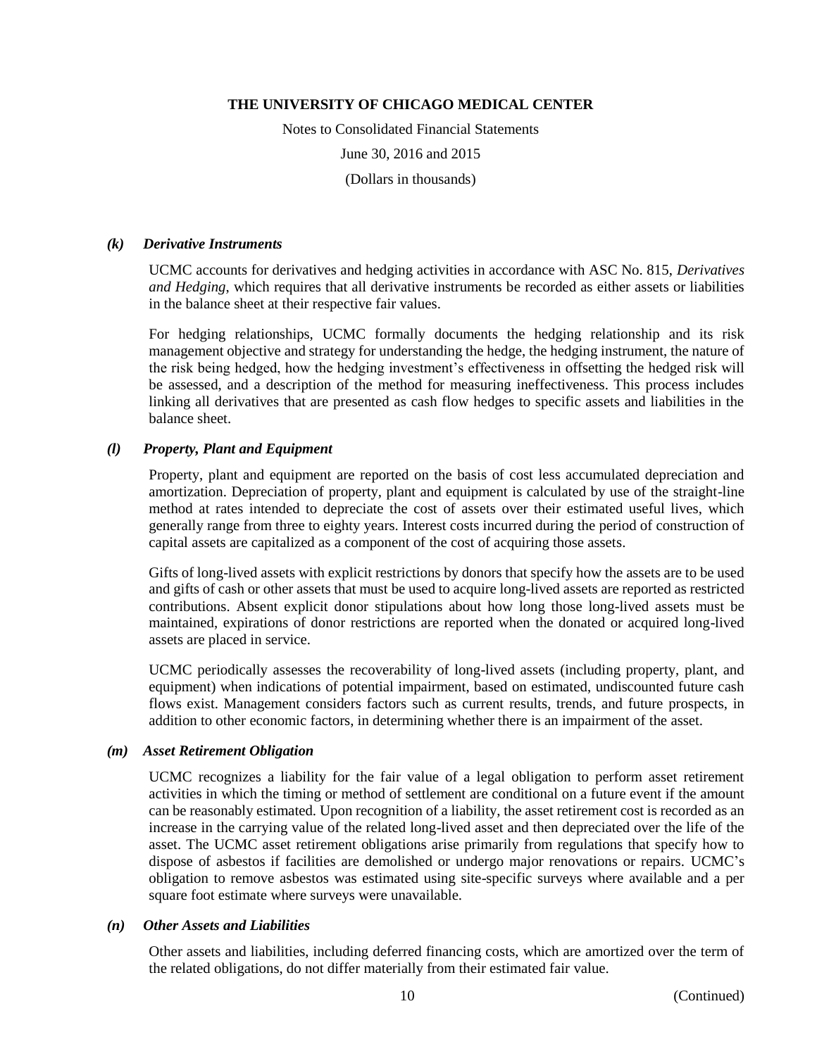#### *(k) Derivative Instruments*

UCMC accounts for derivatives and hedging activities in accordance with ASC No. 815, *Derivatives and Hedging*, which requires that all derivative instruments be recorded as either assets or liabilities in the balance sheet at their respective fair values.

For hedging relationships, UCMC formally documents the hedging relationship and its risk management objective and strategy for understanding the hedge, the hedging instrument, the nature of the risk being hedged, how the hedging investment's effectiveness in offsetting the hedged risk will be assessed, and a description of the method for measuring ineffectiveness. This process includes linking all derivatives that are presented as cash flow hedges to specific assets and liabilities in the balance sheet.

#### *(l) Property, Plant and Equipment*

Property, plant and equipment are reported on the basis of cost less accumulated depreciation and amortization. Depreciation of property, plant and equipment is calculated by use of the straight-line method at rates intended to depreciate the cost of assets over their estimated useful lives, which generally range from three to eighty years. Interest costs incurred during the period of construction of capital assets are capitalized as a component of the cost of acquiring those assets.

Gifts of long-lived assets with explicit restrictions by donors that specify how the assets are to be used and gifts of cash or other assets that must be used to acquire long-lived assets are reported as restricted contributions. Absent explicit donor stipulations about how long those long-lived assets must be maintained, expirations of donor restrictions are reported when the donated or acquired long-lived assets are placed in service.

UCMC periodically assesses the recoverability of long-lived assets (including property, plant, and equipment) when indications of potential impairment, based on estimated, undiscounted future cash flows exist. Management considers factors such as current results, trends, and future prospects, in addition to other economic factors, in determining whether there is an impairment of the asset.

#### *(m) Asset Retirement Obligation*

UCMC recognizes a liability for the fair value of a legal obligation to perform asset retirement activities in which the timing or method of settlement are conditional on a future event if the amount can be reasonably estimated. Upon recognition of a liability, the asset retirement cost is recorded as an increase in the carrying value of the related long-lived asset and then depreciated over the life of the asset. The UCMC asset retirement obligations arise primarily from regulations that specify how to dispose of asbestos if facilities are demolished or undergo major renovations or repairs. UCMC's obligation to remove asbestos was estimated using site-specific surveys where available and a per square foot estimate where surveys were unavailable.

#### *(n) Other Assets and Liabilities*

Other assets and liabilities, including deferred financing costs, which are amortized over the term of the related obligations, do not differ materially from their estimated fair value.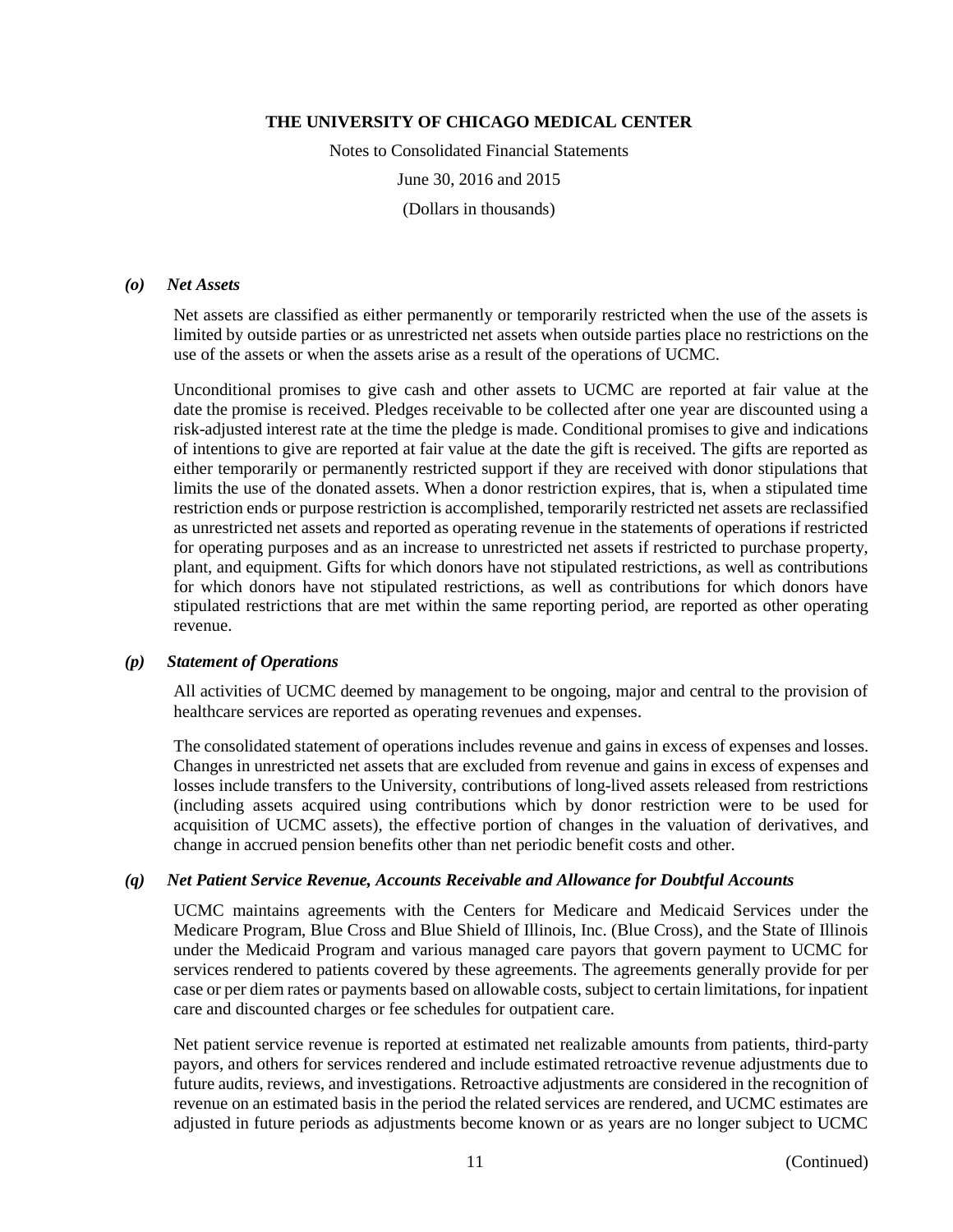### *(o) Net Assets*

Net assets are classified as either permanently or temporarily restricted when the use of the assets is limited by outside parties or as unrestricted net assets when outside parties place no restrictions on the use of the assets or when the assets arise as a result of the operations of UCMC.

Unconditional promises to give cash and other assets to UCMC are reported at fair value at the date the promise is received. Pledges receivable to be collected after one year are discounted using a risk-adjusted interest rate at the time the pledge is made. Conditional promises to give and indications of intentions to give are reported at fair value at the date the gift is received. The gifts are reported as either temporarily or permanently restricted support if they are received with donor stipulations that limits the use of the donated assets. When a donor restriction expires, that is, when a stipulated time restriction ends or purpose restriction is accomplished, temporarily restricted net assets are reclassified as unrestricted net assets and reported as operating revenue in the statements of operations if restricted for operating purposes and as an increase to unrestricted net assets if restricted to purchase property, plant, and equipment. Gifts for which donors have not stipulated restrictions, as well as contributions for which donors have not stipulated restrictions, as well as contributions for which donors have stipulated restrictions that are met within the same reporting period, are reported as other operating revenue.

### *(p) Statement of Operations*

All activities of UCMC deemed by management to be ongoing, major and central to the provision of healthcare services are reported as operating revenues and expenses.

The consolidated statement of operations includes revenue and gains in excess of expenses and losses. Changes in unrestricted net assets that are excluded from revenue and gains in excess of expenses and losses include transfers to the University, contributions of long-lived assets released from restrictions (including assets acquired using contributions which by donor restriction were to be used for acquisition of UCMC assets), the effective portion of changes in the valuation of derivatives, and change in accrued pension benefits other than net periodic benefit costs and other.

### *(q) Net Patient Service Revenue, Accounts Receivable and Allowance for Doubtful Accounts*

UCMC maintains agreements with the Centers for Medicare and Medicaid Services under the Medicare Program, Blue Cross and Blue Shield of Illinois, Inc. (Blue Cross), and the State of Illinois under the Medicaid Program and various managed care payors that govern payment to UCMC for services rendered to patients covered by these agreements. The agreements generally provide for per case or per diem rates or payments based on allowable costs, subject to certain limitations, for inpatient care and discounted charges or fee schedules for outpatient care.

Net patient service revenue is reported at estimated net realizable amounts from patients, third-party payors, and others for services rendered and include estimated retroactive revenue adjustments due to future audits, reviews, and investigations. Retroactive adjustments are considered in the recognition of revenue on an estimated basis in the period the related services are rendered, and UCMC estimates are adjusted in future periods as adjustments become known or as years are no longer subject to UCMC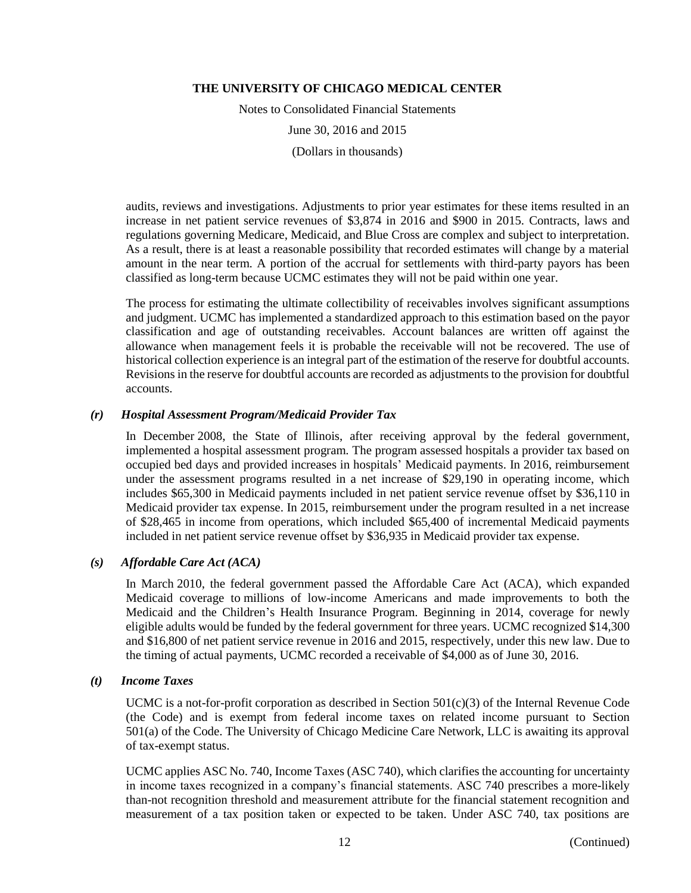audits, reviews and investigations. Adjustments to prior year estimates for these items resulted in an increase in net patient service revenues of $3,874 in 2016 and $900 in 2015. Contracts, laws and regulations governing Medicare, Medicaid, and Blue Cross are complex and subject to interpretation. As a result, there is at least a reasonable possibility that recorded estimates will change by a material amount in the near term. A portion of the accrual for settlements with third-party payors has been classified as long-term because UCMC estimates they will not be paid within one year.

The process for estimating the ultimate collectibility of receivables involves significant assumptions and judgment. UCMC has implemented a standardized approach to this estimation based on the payor classification and age of outstanding receivables. Account balances are written off against the allowance when management feels it is probable the receivable will not be recovered. The use of historical collection experience is an integral part of the estimation of the reserve for doubtful accounts. Revisions in the reserve for doubtful accounts are recorded as adjustments to the provision for doubtful accounts.

### *(r) Hospital Assessment Program/Medicaid Provider Tax*

In December 2008, the State of Illinois, after receiving approval by the federal government, implemented a hospital assessment program. The program assessed hospitals a provider tax based on occupied bed days and provided increases in hospitals' Medicaid payments. In 2016, reimbursement under the assessment programs resulted in a net increase of $29,190 in operating income, which includes $65,300 in Medicaid payments included in net patient service revenue offset by $36,110 in Medicaid provider tax expense. In 2015, reimbursement under the program resulted in a net increase of $28,465 in income from operations, which included $65,400 of incremental Medicaid payments included in net patient service revenue offset by $36,935 in Medicaid provider tax expense.

### *(s) Affordable Care Act (ACA)*

In March 2010, the federal government passed the Affordable Care Act (ACA), which expanded Medicaid coverage to millions of low-income Americans and made improvements to both the Medicaid and the Children's Health Insurance Program. Beginning in 2014, coverage for newly eligible adults would be funded by the federal government for three years. UCMC recognized $14,300 and $16,800 of net patient service revenue in 2016 and 2015, respectively, under this new law. Due to the timing of actual payments, UCMC recorded a receivable of $4,000 as of June 30, 2016.

### *(t) Income Taxes*

UCMC is a not-for-profit corporation as described in Section 501(c)(3) of the Internal Revenue Code (the Code) and is exempt from federal income taxes on related income pursuant to Section 501(a) of the Code. The University of Chicago Medicine Care Network, LLC is awaiting its approval of tax-exempt status.

UCMC applies ASC No. 740, Income Taxes (ASC 740), which clarifies the accounting for uncertainty in income taxes recognized in a company's financial statements. ASC 740 prescribes a more-likely than-not recognition threshold and measurement attribute for the financial statement recognition and measurement of a tax position taken or expected to be taken. Under ASC 740, tax positions are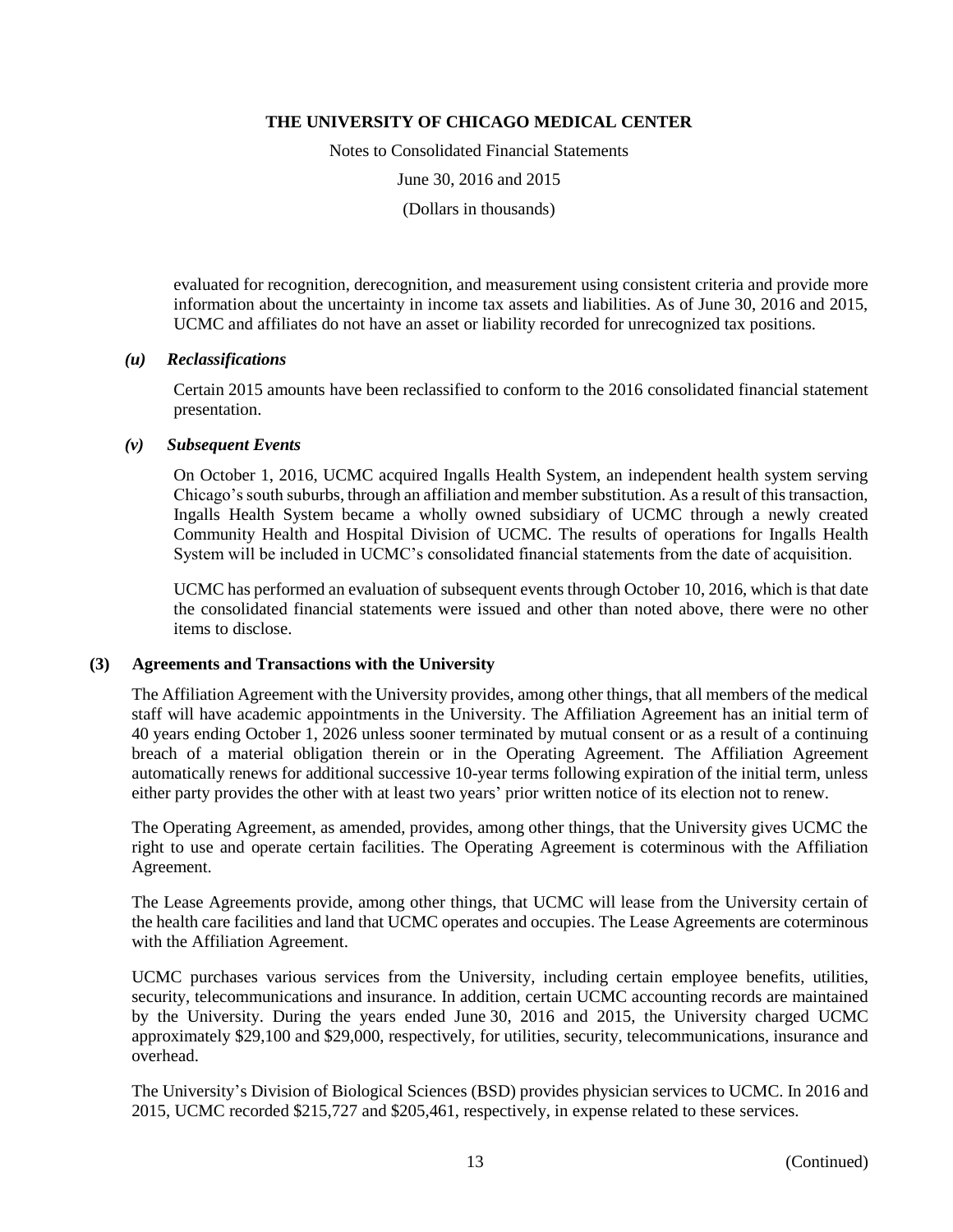evaluated for recognition, derecognition, and measurement using consistent criteria and provide more information about the uncertainty in income tax assets and liabilities. As of June 30, 2016 and 2015, UCMC and affiliates do not have an asset or liability recorded for unrecognized tax positions.

### *(u) Reclassifications*

Certain 2015 amounts have been reclassified to conform to the 2016 consolidated financial statement presentation.

### *(v) Subsequent Events*

On October 1, 2016, UCMC acquired Ingalls Health System, an independent health system serving Chicago's south suburbs, through an affiliation and member substitution. As a result of this transaction, Ingalls Health System became a wholly owned subsidiary of UCMC through a newly created Community Health and Hospital Division of UCMC. The results of operations for Ingalls Health System will be included in UCMC's consolidated financial statements from the date of acquisition.

UCMC has performed an evaluation of subsequent events through October 10, 2016, which is that date the consolidated financial statements were issued and other than noted above, there were no other items to disclose.

## (3) Agreements and Transactions with the University

The Affiliation Agreement with the University provides, among other things, that all members of the medical staff will have academic appointments in the University. The Affiliation Agreement has an initial term of 40 years ending October 1, 2026 unless sooner terminated by mutual consent or as a result of a continuing breach of a material obligation therein or in the Operating Agreement. The Affiliation Agreement automatically renews for additional successive 10-year terms following expiration of the initial term, unless either party provides the other with at least two years' prior written notice of its election not to renew.

The Operating Agreement, as amended, provides, among other things, that the University gives UCMC the right to use and operate certain facilities. The Operating Agreement is coterminous with the Affiliation Agreement.

The Lease Agreements provide, among other things, that UCMC will lease from the University certain of the health care facilities and land that UCMC operates and occupies. The Lease Agreements are coterminous with the Affiliation Agreement.

UCMC purchases various services from the University, including certain employee benefits, utilities, security, telecommunications and insurance. In addition, certain UCMC accounting records are maintained by the University. During the years ended June 30, 2016 and 2015, the University charged UCMC approximately $29,100 and $29,000, respectively, for utilities, security, telecommunications, insurance and overhead.

The University's Division of Biological Sciences (BSD) provides physician services to UCMC. In 2016 and 2015, UCMC recorded $215,727 and $205,461, respectively, in expense related to these services.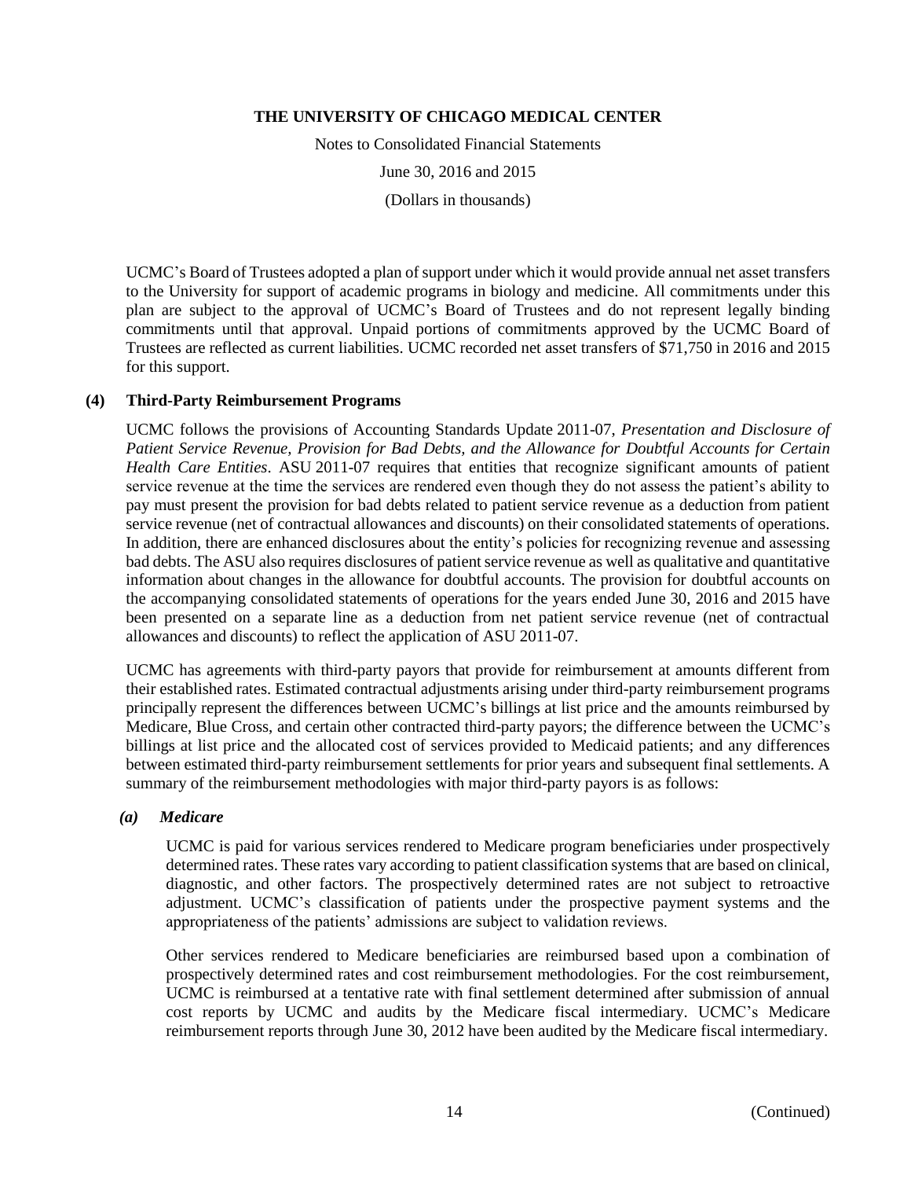UCMC's Board of Trustees adopted a plan of support under which it would provide annual net asset transfers to the University for support of academic programs in biology and medicine. All commitments under this plan are subject to the approval of UCMC's Board of Trustees and do not represent legally binding commitments until that approval. Unpaid portions of commitments approved by the UCMC Board of Trustees are reflected as current liabilities. UCMC recorded net asset transfers of $71,750 in 2016 and 2015 for this support.

## (4) Third-Party Reimbursement Programs

UCMC follows the provisions of Accounting Standards Update 2011-07, *Presentation and Disclosure of Patient Service Revenue, Provision for Bad Debts, and the Allowance for Doubtful Accounts for Certain Health Care Entities*. ASU 2011-07 requires that entities that recognize significant amounts of patient service revenue at the time the services are rendered even though they do not assess the patient's ability to pay must present the provision for bad debts related to patient service revenue as a deduction from patient service revenue (net of contractual allowances and discounts) on their consolidated statements of operations. In addition, there are enhanced disclosures about the entity's policies for recognizing revenue and assessing bad debts. The ASU also requires disclosures of patient service revenue as well as qualitative and quantitative information about changes in the allowance for doubtful accounts. The provision for doubtful accounts on the accompanying consolidated statements of operations for the years ended June 30, 2016 and 2015 have been presented on a separate line as a deduction from net patient service revenue (net of contractual allowances and discounts) to reflect the application of ASU 2011-07.

UCMC has agreements with third-party payors that provide for reimbursement at amounts different from their established rates. Estimated contractual adjustments arising under third-party reimbursement programs principally represent the differences between UCMC's billings at list price and the amounts reimbursed by Medicare, Blue Cross, and certain other contracted third-party payors; the difference between the UCMC's billings at list price and the allocated cost of services provided to Medicaid patients; and any differences between estimated third-party reimbursement settlements for prior years and subsequent final settlements. A summary of the reimbursement methodologies with major third-party payors is as follows:

### *(a) Medicare*

UCMC is paid for various services rendered to Medicare program beneficiaries under prospectively determined rates. These rates vary according to patient classification systems that are based on clinical, diagnostic, and other factors. The prospectively determined rates are not subject to retroactive adjustment. UCMC's classification of patients under the prospective payment systems and the appropriateness of the patients' admissions are subject to validation reviews.

Other services rendered to Medicare beneficiaries are reimbursed based upon a combination of prospectively determined rates and cost reimbursement methodologies. For the cost reimbursement, UCMC is reimbursed at a tentative rate with final settlement determined after submission of annual cost reports by UCMC and audits by the Medicare fiscal intermediary. UCMC's Medicare reimbursement reports through June 30, 2012 have been audited by the Medicare fiscal intermediary.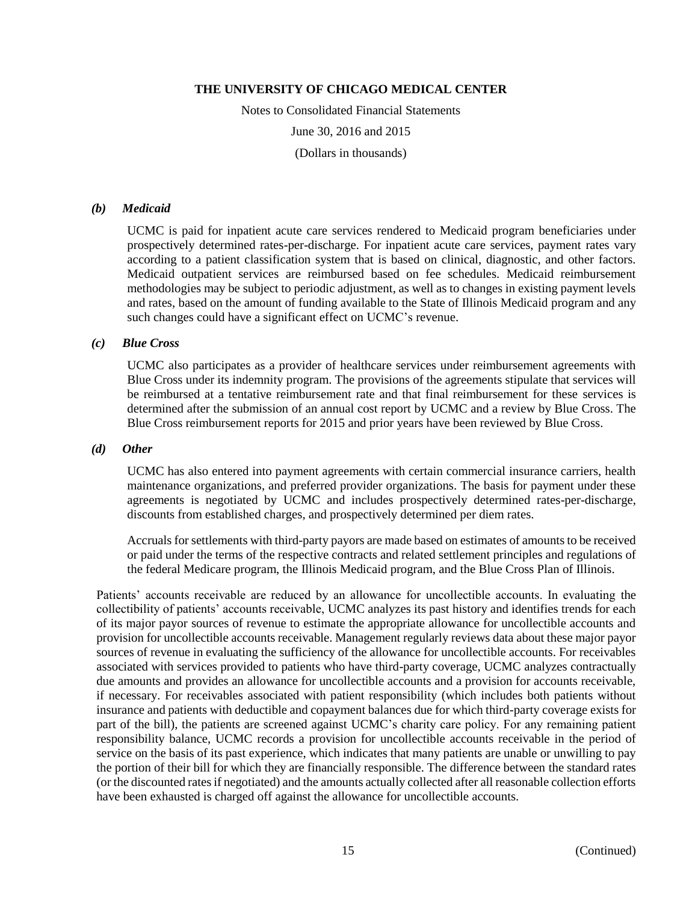### *(b) Medicaid*

UCMC is paid for inpatient acute care services rendered to Medicaid program beneficiaries under prospectively determined rates-per-discharge. For inpatient acute care services, payment rates vary according to a patient classification system that is based on clinical, diagnostic, and other factors. Medicaid outpatient services are reimbursed based on fee schedules. Medicaid reimbursement methodologies may be subject to periodic adjustment, as well as to changes in existing payment levels and rates, based on the amount of funding available to the State of Illinois Medicaid program and any such changes could have a significant effect on UCMC's revenue.

### *(c) Blue Cross*

UCMC also participates as a provider of healthcare services under reimbursement agreements with Blue Cross under its indemnity program. The provisions of the agreements stipulate that services will be reimbursed at a tentative reimbursement rate and that final reimbursement for these services is determined after the submission of an annual cost report by UCMC and a review by Blue Cross. The Blue Cross reimbursement reports for 2015 and prior years have been reviewed by Blue Cross.

### *(d) Other*

UCMC has also entered into payment agreements with certain commercial insurance carriers, health maintenance organizations, and preferred provider organizations. The basis for payment under these agreements is negotiated by UCMC and includes prospectively determined rates-per-discharge, discounts from established charges, and prospectively determined per diem rates.

Accruals for settlements with third-party payors are made based on estimates of amounts to be received or paid under the terms of the respective contracts and related settlement principles and regulations of the federal Medicare program, the Illinois Medicaid program, and the Blue Cross Plan of Illinois.

Patients' accounts receivable are reduced by an allowance for uncollectible accounts. In evaluating the collectibility of patients' accounts receivable, UCMC analyzes its past history and identifies trends for each of its major payor sources of revenue to estimate the appropriate allowance for uncollectible accounts and provision for uncollectible accounts receivable. Management regularly reviews data about these major payor sources of revenue in evaluating the sufficiency of the allowance for uncollectible accounts. For receivables associated with services provided to patients who have third-party coverage, UCMC analyzes contractually due amounts and provides an allowance for uncollectible accounts and a provision for accounts receivable, if necessary. For receivables associated with patient responsibility (which includes both patients without insurance and patients with deductible and copayment balances due for which third-party coverage exists for part of the bill), the patients are screened against UCMC's charity care policy. For any remaining patient responsibility balance, UCMC records a provision for uncollectible accounts receivable in the period of service on the basis of its past experience, which indicates that many patients are unable or unwilling to pay the portion of their bill for which they are financially responsible. The difference between the standard rates (or the discounted rates if negotiated) and the amounts actually collected after all reasonable collection efforts have been exhausted is charged off against the allowance for uncollectible accounts.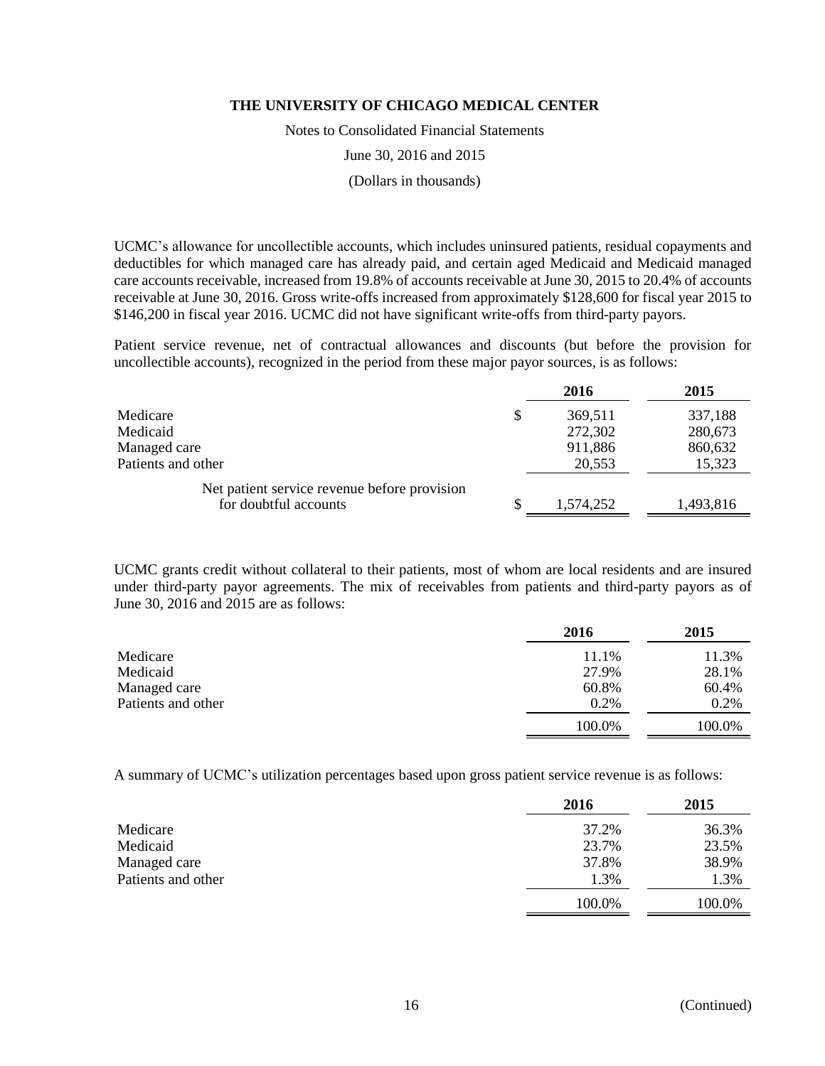**THE UNIVERSITY OF CHICAGO MEDICAL CENTER**

Notes to Consolidated Financial Statements

June 30, 2016 and 2015

(Dollars in thousands)

UCMC's allowance for uncollectible accounts, which includes uninsured patients, residual copayments and deductibles for which managed care has already paid, and certain aged Medicaid and Medicaid managed care accounts receivable, increased from 19.8% of accounts receivable at June 30, 2015 to 20.4% of accounts receivable at June 30, 2016. Gross write-offs increased from approximately $128,600 for fiscal year 2015 to $146,200 in fiscal year 2016. UCMC did not have significant write-offs from third-party payors.

Patient service revenue, net of contractual allowances and discounts (but before the provision for uncollectible accounts), recognized in the period from these major payor sources, is as follows:

| | 2016 | 2015 |
|---|---|---|
| Medicare | $ 369,511 | 337,188 |
| Medicaid | 272,302 | 280,673 |
| Managed care | 911,886 | 860,632 |
| Patients and other | 20,553 | 15,323 |
| Net patient service revenue before provision for doubtful accounts | $ 1,574,252 | 1,493,816 |

UCMC grants credit without collateral to their patients, most of whom are local residents and are insured under third-party payor agreements. The mix of receivables from patients and third-party payors as of June 30, 2016 and 2015 are as follows:

| | 2016 | 2015 |
|---|---|---|
| Medicare | 11.1% | 11.3% |
| Medicaid | 27.9% | 28.1% |
| Managed care | 60.8% | 60.4% |
| Patients and other | 0.2% | 0.2% |
| | 100.0% | 100.0% |

A summary of UCMC's utilization percentages based upon gross patient service revenue is as follows:

| | 2016 | 2015 |
|---|---|---|
| Medicare | 37.2% | 36.3% |
| Medicaid | 23.7% | 23.5% |
| Managed care | 37.8% | 38.9% |
| Patients and other | 1.3% | 1.3% |
| | 100.0% | 100.0% |

(Continued)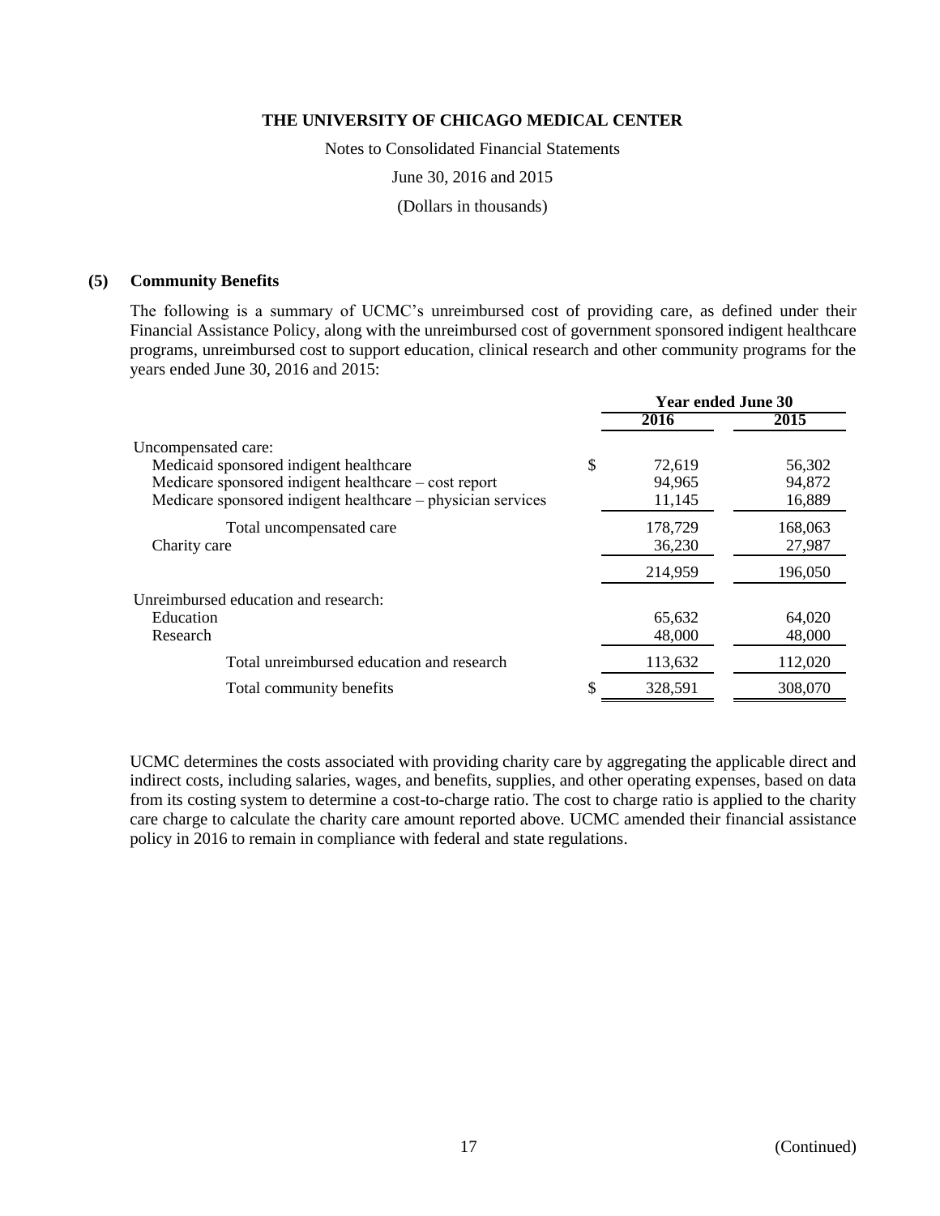## (5) Community Benefits

The following is a summary of UCMC's unreimbursed cost of providing care, as defined under their Financial Assistance Policy, along with the unreimbursed cost of government sponsored indigent healthcare programs, unreimbursed cost to support education, clinical research and other community programs for the years ended June 30, 2016 and 2015:

| | Year ended June 30 | |
|---|---|---|
| | 2016 | 2015 |
| Uncompensated care: | | |
| Medicaid sponsored indigent healthcare | $ 72,619 | 56,302 |
| Medicare sponsored indigent healthcare – cost report | 94,965 | 94,872 |
| Medicare sponsored indigent healthcare – physician services | 11,145 | 16,889 |
| Total uncompensated care | 178,729 | 168,063 |
| Charity care | 36,230 | 27,987 |
| | 214,959 | 196,050 |
| Unreimbursed education and research: | | |
| Education | 65,632 | 64,020 |
| Research | 48,000 | 48,000 |
| Total unreimbursed education and research | 113,632 | 112,020 |
| Total community benefits | $ 328,591 | 308,070 |

UCMC determines the costs associated with providing charity care by aggregating the applicable direct and indirect costs, including salaries, wages, and benefits, supplies, and other operating expenses, based on data from its costing system to determine a cost-to-charge ratio. The cost to charge ratio is applied to the charity care charge to calculate the charity care amount reported above. UCMC amended their financial assistance policy in 2016 to remain in compliance with federal and state regulations.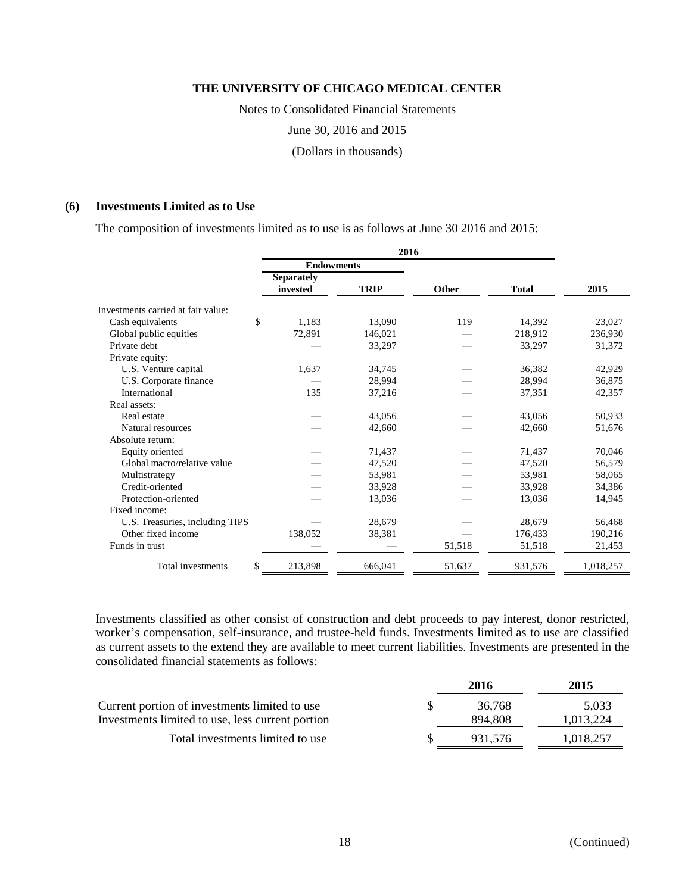# THE UNIVERSITY OF CHICAGO MEDICAL CENTER

Notes to Consolidated Financial Statements

June 30, 2016 and 2015

(Dollars in thousands)

## (6) Investments Limited as to Use

The composition of investments limited as to use is as follows at June 30 2016 and 2015:

| | 2016 | | | | |
|---|---|---|---|---|---|
| | Endowments | | | | |
| | Separately invested | TRIP | Other | Total | 2015 |
| Investments carried at fair value: | | | | | |
| Cash equivalents | $ 1,183 | 13,090 | 119 | 14,392 | 23,027 |
| Global public equities | 72,891 | 146,021 | — | 218,912 | 236,930 |
| Private debt | — | 33,297 | — | 33,297 | 31,372 |
| Private equity: | | | | | |
| U.S. Venture capital | 1,637 | 34,745 | — | 36,382 | 42,929 |
| U.S. Corporate finance | — | 28,994 | — | 28,994 | 36,875 |
| International | 135 | 37,216 | — | 37,351 | 42,357 |
| Real assets: | | | | | |
| Real estate | — | 43,056 | — | 43,056 | 50,933 |
| Natural resources | — | 42,660 | — | 42,660 | 51,676 |
| Absolute return: | | | | | |
| Equity oriented | — | 71,437 | — | 71,437 | 70,046 |
| Global macro/relative value | — | 47,520 | — | 47,520 | 56,579 |
| Multistrategy | — | 53,981 | — | 53,981 | 58,065 |
| Credit-oriented | — | 33,928 | — | 33,928 | 34,386 |
| Protection-oriented | — | 13,036 | — | 13,036 | 14,945 |
| Fixed income: | | | | | |
| U.S. Treasuries, including TIPS | — | 28,679 | — | 28,679 | 56,468 |
| Other fixed income | 138,052 | 38,381 | — | 176,433 | 190,216 |
| Funds in trust | — | — | 51,518 | 51,518 | 21,453 |
| Total investments | $ 213,898 | 666,041 | 51,637 | 931,576 | 1,018,257 |

Investments classified as other consist of construction and debt proceeds to pay interest, donor restricted, worker's compensation, self-insurance, and trustee-held funds. Investments limited as to use are classified as current assets to the extend they are available to meet current liabilities. Investments are presented in the consolidated financial statements as follows:

| | 2016 | 2015 |
|---|---|---|
| Current portion of investments limited to use | $ 36,768 | 5,033 |
| Investments limited to use, less current portion | 894,808 | 1,013,224 |
| Total investments limited to use | $ 931,576 | 1,018,257 |

(Continued)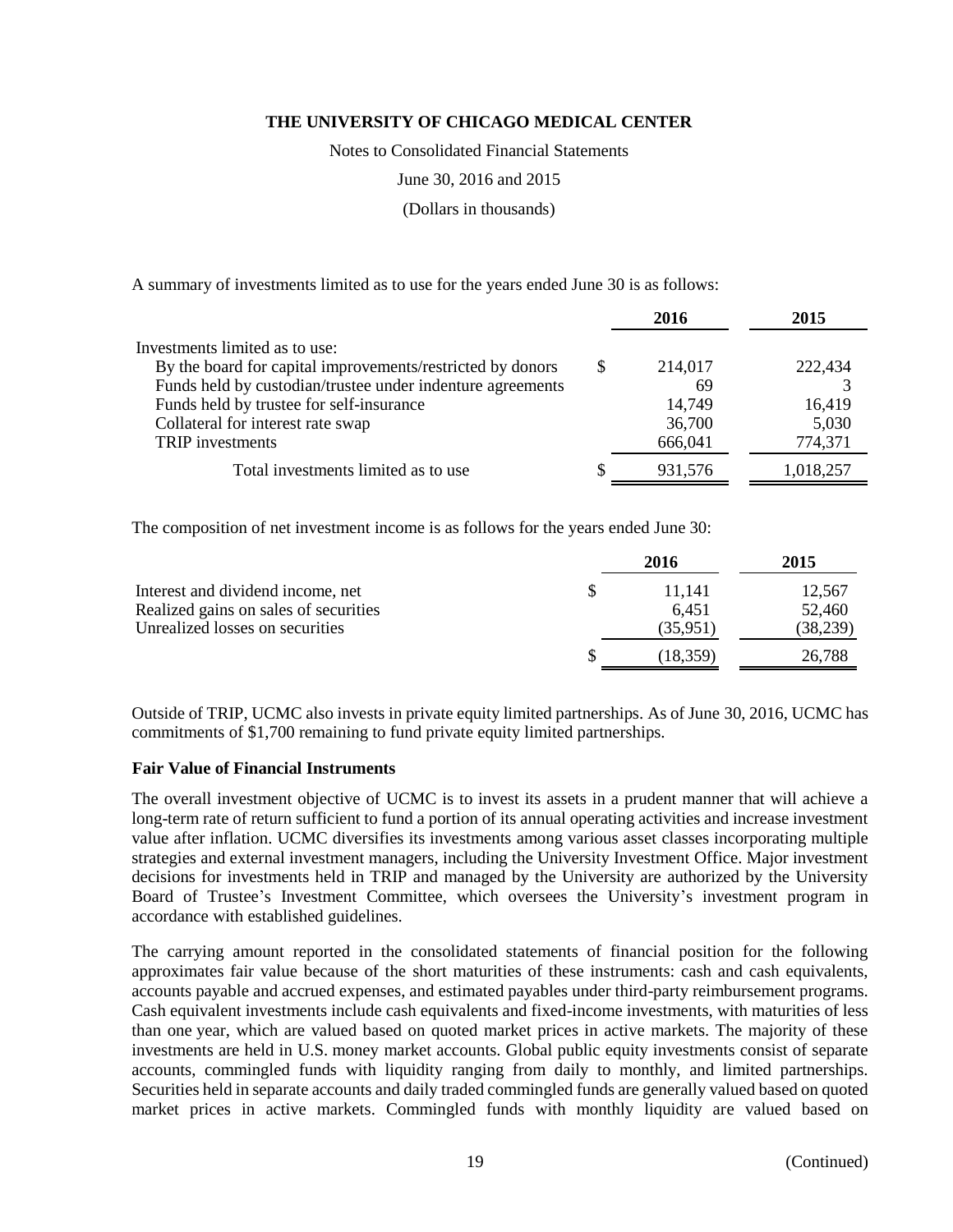A summary of investments limited as to use for the years ended June 30 is as follows:

| | 2016 | 2015 |
|---|---|---|
| Investments limited as to use: | | |
| By the board for capital improvements/restricted by donors | $ 214,017 | 222,434 |
| Funds held by custodian/trustee under indenture agreements | 69 | 3 |
| Funds held by trustee for self-insurance | 14,749 | 16,419 |
| Collateral for interest rate swap | 36,700 | 5,030 |
| TRIP investments | 666,041 | 774,371 |
| Total investments limited as to use | $ 931,576 | 1,018,257 |

The composition of net investment income is as follows for the years ended June 30:

| | 2016 | 2015 |
|---|---|---|
| Interest and dividend income, net | $ 11,141 | 12,567 |
| Realized gains on sales of securities | 6,451 | 52,460 |
| Unrealized losses on securities | (35,951) | (38,239) |
| | $ (18,359) | 26,788 |

Outside of TRIP, UCMC also invests in private equity limited partnerships. As of June 30, 2016, UCMC has commitments of $1,700 remaining to fund private equity limited partnerships.

**Fair Value of Financial Instruments**

The overall investment objective of UCMC is to invest its assets in a prudent manner that will achieve a long-term rate of return sufficient to fund a portion of its annual operating activities and increase investment value after inflation. UCMC diversifies its investments among various asset classes incorporating multiple strategies and external investment managers, including the University Investment Office. Major investment decisions for investments held in TRIP and managed by the University are authorized by the University Board of Trustee's Investment Committee, which oversees the University's investment program in accordance with established guidelines.

The carrying amount reported in the consolidated statements of financial position for the following approximates fair value because of the short maturities of these instruments: cash and cash equivalents, accounts payable and accrued expenses, and estimated payables under third-party reimbursement programs. Cash equivalent investments include cash equivalents and fixed-income investments, with maturities of less than one year, which are valued based on quoted market prices in active markets. The majority of these investments are held in U.S. money market accounts. Global public equity investments consist of separate accounts, commingled funds with liquidity ranging from daily to monthly, and limited partnerships. Securities held in separate accounts and daily traded commingled funds are generally valued based on quoted market prices in active markets. Commingled funds with monthly liquidity are valued based on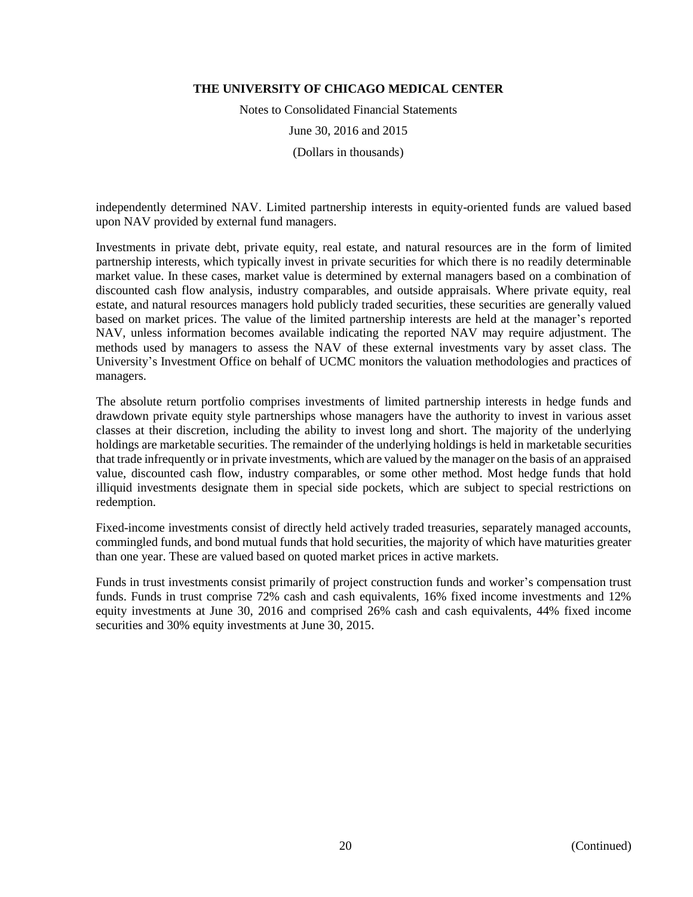independently determined NAV. Limited partnership interests in equity-oriented funds are valued based upon NAV provided by external fund managers.

Investments in private debt, private equity, real estate, and natural resources are in the form of limited partnership interests, which typically invest in private securities for which there is no readily determinable market value. In these cases, market value is determined by external managers based on a combination of discounted cash flow analysis, industry comparables, and outside appraisals. Where private equity, real estate, and natural resources managers hold publicly traded securities, these securities are generally valued based on market prices. The value of the limited partnership interests are held at the manager's reported NAV, unless information becomes available indicating the reported NAV may require adjustment. The methods used by managers to assess the NAV of these external investments vary by asset class. The University's Investment Office on behalf of UCMC monitors the valuation methodologies and practices of managers.

The absolute return portfolio comprises investments of limited partnership interests in hedge funds and drawdown private equity style partnerships whose managers have the authority to invest in various asset classes at their discretion, including the ability to invest long and short. The majority of the underlying holdings are marketable securities. The remainder of the underlying holdings is held in marketable securities that trade infrequently or in private investments, which are valued by the manager on the basis of an appraised value, discounted cash flow, industry comparables, or some other method. Most hedge funds that hold illiquid investments designate them in special side pockets, which are subject to special restrictions on redemption.

Fixed-income investments consist of directly held actively traded treasuries, separately managed accounts, commingled funds, and bond mutual funds that hold securities, the majority of which have maturities greater than one year. These are valued based on quoted market prices in active markets.

Funds in trust investments consist primarily of project construction funds and worker's compensation trust funds. Funds in trust comprise 72% cash and cash equivalents, 16% fixed income investments and 12% equity investments at June 30, 2016 and comprised 26% cash and cash equivalents, 44% fixed income securities and 30% equity investments at June 30, 2015.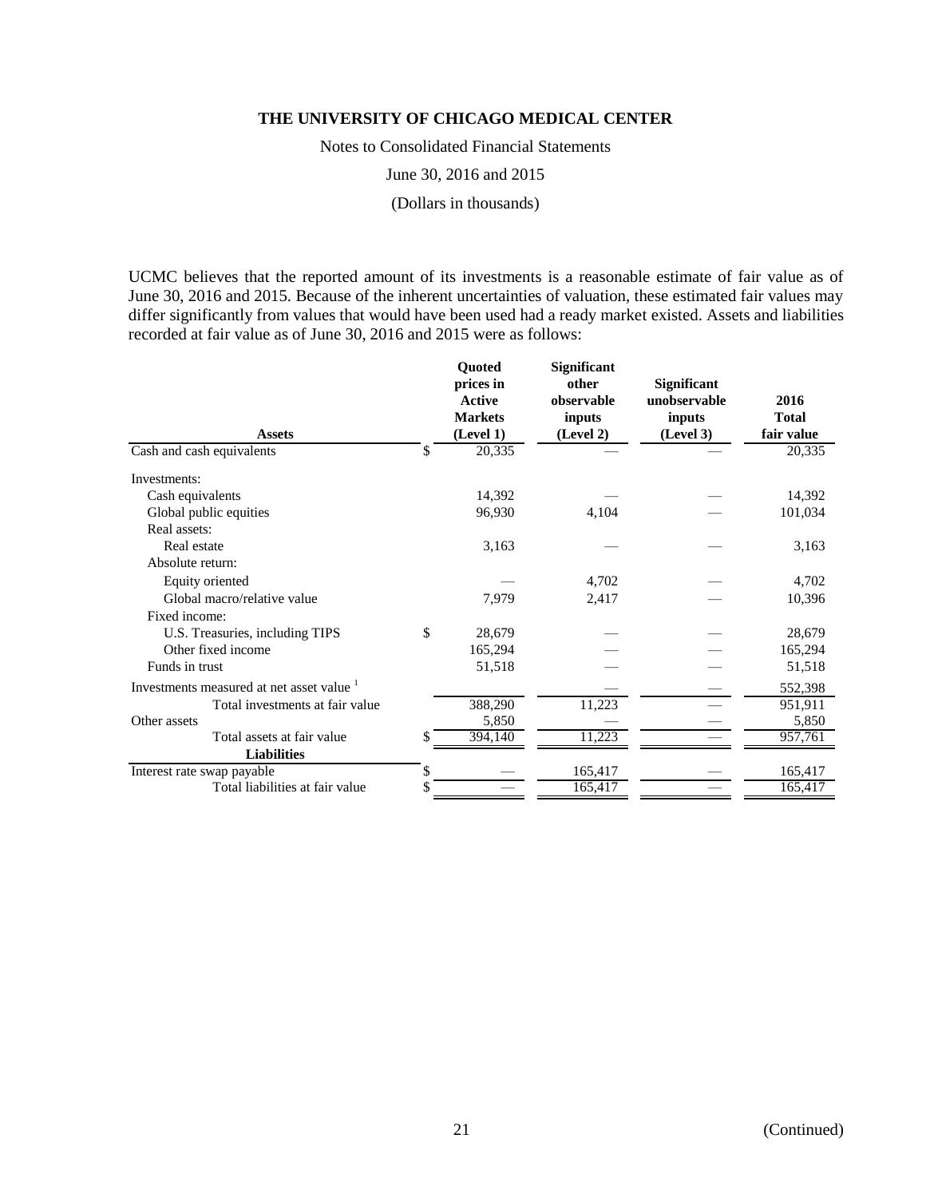**THE UNIVERSITY OF CHICAGO MEDICAL CENTER**

Notes to Consolidated Financial Statements

June 30, 2016 and 2015

(Dollars in thousands)

UCMC believes that the reported amount of its investments is a reasonable estimate of fair value as of June 30, 2016 and 2015. Because of the inherent uncertainties of valuation, these estimated fair values may differ significantly from values that would have been used had a ready market existed. Assets and liabilities recorded at fair value as of June 30, 2016 and 2015 were as follows:

| Assets | Quoted prices in Active Markets (Level 1) | Significant other observable inputs (Level 2) | Significant unobservable inputs (Level 3) | 2016 Total fair value |
|---|---|---|---|---|
| Cash and cash equivalents | $ 20,335 | — | — | 20,335 |
| Investments: | | | | |
| Cash equivalents | 14,392 | — | — | 14,392 |
| Global public equities | 96,930 | 4,104 | — | 101,034 |
| Real assets: | | | | |
| Real estate | 3,163 | — | — | 3,163 |
| Absolute return: | | | | |
| Equity oriented | — | 4,702 | — | 4,702 |
| Global macro/relative value | 7,979 | 2,417 | — | 10,396 |
| Fixed income: | | | | |
| U.S. Treasuries, including TIPS | $ 28,679 | — | — | 28,679 |
| Other fixed income | 165,294 | — | — | 165,294 |
| Funds in trust | 51,518 | — | — | 51,518 |
| Investments measured at net asset value [1] | | — | — | 552,398 |
| Total investments at fair value | 388,290 | 11,223 | — | 951,911 |
| Other assets | 5,850 | — | — | 5,850 |
| Total assets at fair value | $ 394,140 | 11,223 | — | 957,761 |
| **Liabilities** | | | | |
| Interest rate swap payable | $ — | 165,417 | — | 165,417 |
| Total liabilities at fair value | $ — | 165,417 | — | 165,417 |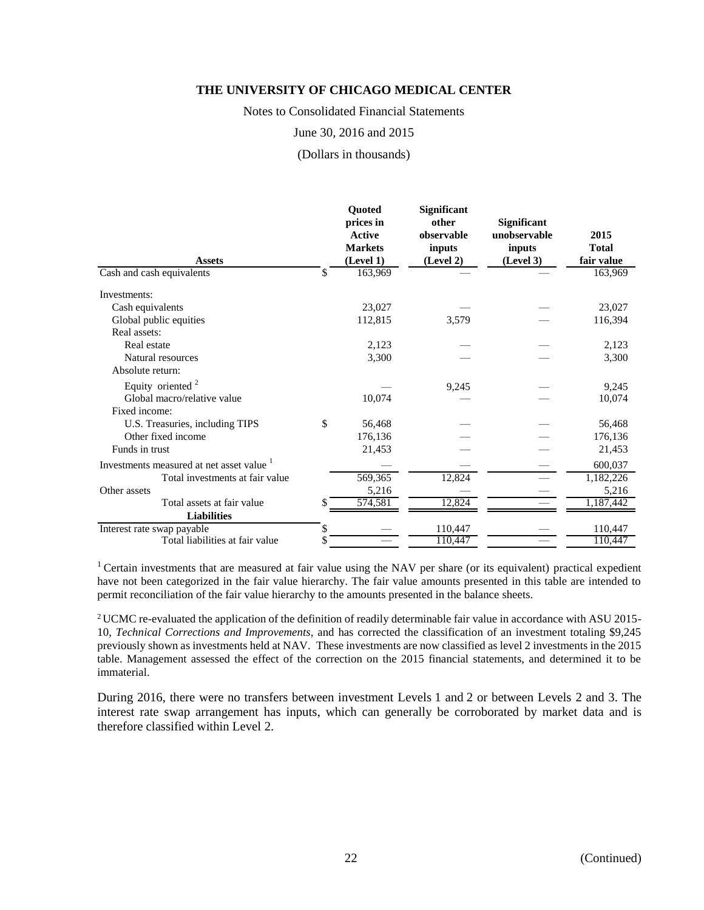**THE UNIVERSITY OF CHICAGO MEDICAL CENTER**

Notes to Consolidated Financial Statements

June 30, 2016 and 2015

(Dollars in thousands)

| Assets | Quoted prices in Active Markets (Level 1) | Significant other observable inputs (Level 2) | Significant unobservable inputs (Level 3) | 2015 Total fair value |
|---|---|---|---|---|
| Cash and cash equivalents | $ 163,969 | — | — | 163,969 |
| Investments: | | | | |
| Cash equivalents | 23,027 | — | — | 23,027 |
| Global public equities | 112,815 | 3,579 | — | 116,394 |
| Real assets: | | | | |
| Real estate | 2,123 | — | — | 2,123 |
| Natural resources | 3,300 | — | — | 3,300 |
| Absolute return: | | | | |
| Equity oriented [2] | — | 9,245 | — | 9,245 |
| Global macro/relative value | 10,074 | — | — | 10,074 |
| Fixed income: | | | | |
| U.S. Treasuries, including TIPS | $ 56,468 | — | — | 56,468 |
| Other fixed income | 176,136 | — | — | 176,136 |
| Funds in trust | 21,453 | — | — | 21,453 |
| Investments measured at net asset value [1] | — | — | — | 600,037 |
| Total investments at fair value | 569,365 | 12,824 | — | 1,182,226 |
| Other assets | 5,216 | — | — | 5,216 |
| Total assets at fair value | $ 574,581 | 12,824 | — | 1,187,442 |
| **Liabilities** | | | | |
| Interest rate swap payable | $ — | 110,447 | — | 110,447 |
| Total liabilities at fair value | $ — | 110,447 | — | 110,447 |

[1] Certain investments that are measured at fair value using the NAV per share (or its equivalent) practical expedient have not been categorized in the fair value hierarchy. The fair value amounts presented in this table are intended to permit reconciliation of the fair value hierarchy to the amounts presented in the balance sheets.

[2] UCMC re-evaluated the application of the definition of readily determinable fair value in accordance with ASU 2015-10, *Technical Corrections and Improvements*, and has corrected the classification of an investment totaling $9,245 previously shown as investments held at NAV. These investments are now classified as level 2 investments in the 2015 table. Management assessed the effect of the correction on the 2015 financial statements, and determined it to be immaterial.

During 2016, there were no transfers between investment Levels 1 and 2 or between Levels 2 and 3. The interest rate swap arrangement has inputs, which can generally be corroborated by market data and is therefore classified within Level 2.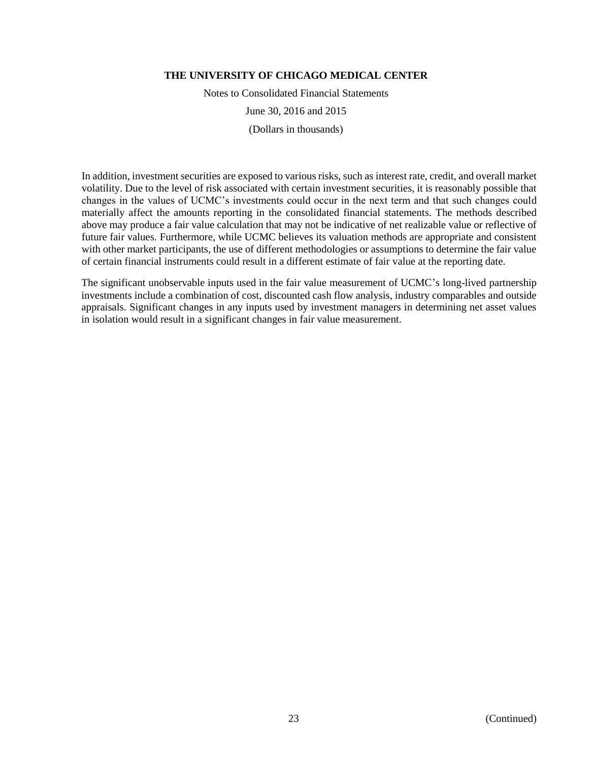In addition, investment securities are exposed to various risks, such as interest rate, credit, and overall market volatility. Due to the level of risk associated with certain investment securities, it is reasonably possible that changes in the values of UCMC's investments could occur in the next term and that such changes could materially affect the amounts reporting in the consolidated financial statements. The methods described above may produce a fair value calculation that may not be indicative of net realizable value or reflective of future fair values. Furthermore, while UCMC believes its valuation methods are appropriate and consistent with other market participants, the use of different methodologies or assumptions to determine the fair value of certain financial instruments could result in a different estimate of fair value at the reporting date.

The significant unobservable inputs used in the fair value measurement of UCMC's long-lived partnership investments include a combination of cost, discounted cash flow analysis, industry comparables and outside appraisals. Significant changes in any inputs used by investment managers in determining net asset values in isolation would result in a significant changes in fair value measurement.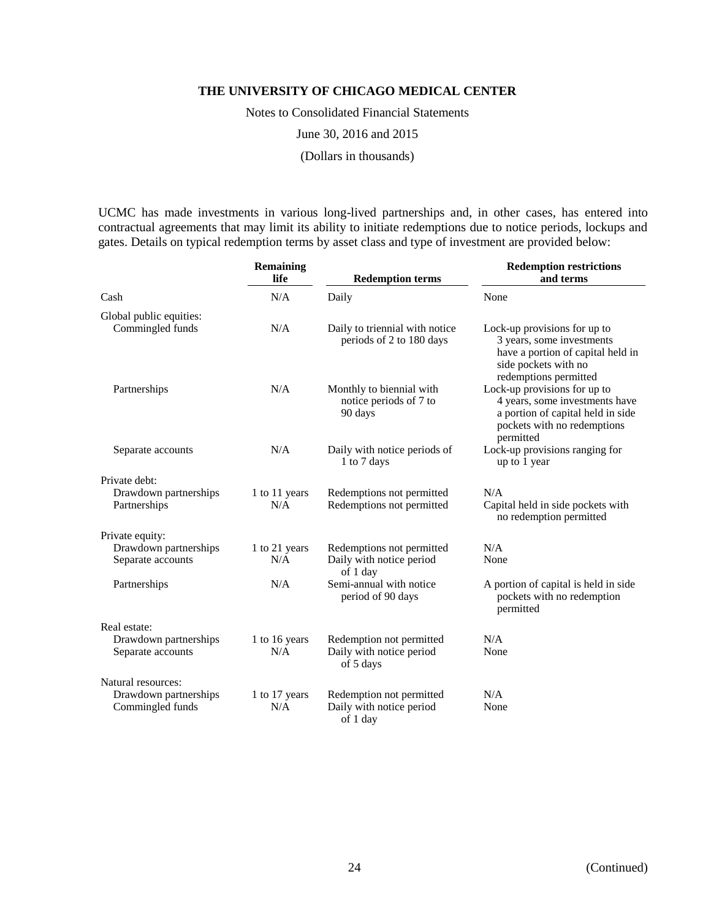UCMC has made investments in various long-lived partnerships and, in other cases, has entered into contractual agreements that may limit its ability to initiate redemptions due to notice periods, lockups and gates. Details on typical redemption terms by asset class and type of investment are provided below:

| | Remaining life | Redemption terms | Redemption restrictions and terms |
|---|---|---|---|
| Cash | N/A | Daily | None |
| Global public equities: | | | |
| Commingled funds | N/A | Daily to triennial with notice periods of 2 to 180 days | Lock-up provisions for up to 3 years, some investments have a portion of capital held in side pockets with no redemptions permitted |
| Partnerships | N/A | Monthly to biennial with notice periods of 7 to 90 days | Lock-up provisions for up to 4 years, some investments have a portion of capital held in side pockets with no redemptions permitted |
| Separate accounts | N/A | Daily with notice periods of 1 to 7 days | Lock-up provisions ranging for up to 1 year |
| Private debt: | | | |
| Drawdown partnerships | 1 to 11 years | Redemptions not permitted | N/A |
| Partnerships | N/A | Redemptions not permitted | Capital held in side pockets with no redemption permitted |
| Private equity: | | | |
| Drawdown partnerships | 1 to 21 years | Redemptions not permitted | N/A |
| Separate accounts | N/A | Daily with notice period of 1 day | None |
| Partnerships | N/A | Semi-annual with notice period of 90 days | A portion of capital is held in side pockets with no redemption permitted |
| Real estate: | | | |
| Drawdown partnerships | 1 to 16 years | Redemption not permitted | N/A |
| Separate accounts | N/A | Daily with notice period of 5 days | None |
| Natural resources: | | | |
| Drawdown partnerships | 1 to 17 years | Redemption not permitted | N/A |
| Commingled funds | N/A | Daily with notice period of 1 day | None |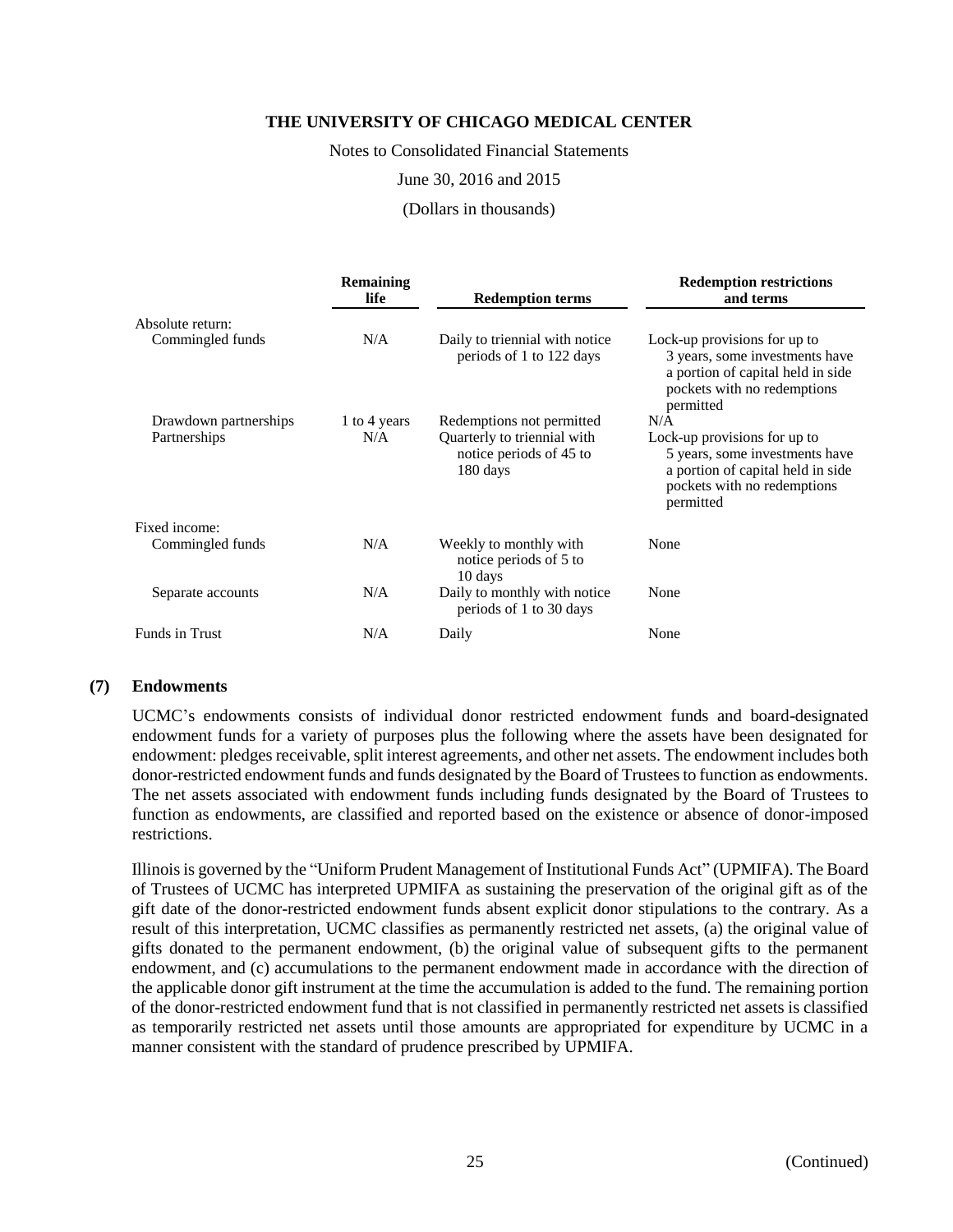| | Remaining life | Redemption terms | Redemption restrictions and terms |
|---|---|---|---|
| Absolute return: | | | |
| Commingled funds | N/A | Daily to triennial with notice periods of 1 to 122 days | Lock-up provisions for up to 3 years, some investments have a portion of capital held in side pockets with no redemptions permitted |
| Drawdown partnerships | 1 to 4 years | Redemptions not permitted | N/A |
| Partnerships | N/A | Quarterly to triennial with notice periods of 45 to 180 days | Lock-up provisions for up to 5 years, some investments have a portion of capital held in side pockets with no redemptions permitted |
| Fixed income: | | | |
| Commingled funds | N/A | Weekly to monthly with notice periods of 5 to 10 days | None |
| Separate accounts | N/A | Daily to monthly with notice periods of 1 to 30 days | None |
| Funds in Trust | N/A | Daily | None |

## (7) Endowments

UCMC's endowments consists of individual donor restricted endowment funds and board-designated endowment funds for a variety of purposes plus the following where the assets have been designated for endowment: pledges receivable, split interest agreements, and other net assets. The endowment includes both donor-restricted endowment funds and funds designated by the Board of Trustees to function as endowments. The net assets associated with endowment funds including funds designated by the Board of Trustees to function as endowments, are classified and reported based on the existence or absence of donor-imposed restrictions.

Illinois is governed by the "Uniform Prudent Management of Institutional Funds Act" (UPMIFA). The Board of Trustees of UCMC has interpreted UPMIFA as sustaining the preservation of the original gift as of the gift date of the donor-restricted endowment funds absent explicit donor stipulations to the contrary. As a result of this interpretation, UCMC classifies as permanently restricted net assets, (a) the original value of gifts donated to the permanent endowment, (b) the original value of subsequent gifts to the permanent endowment, and (c) accumulations to the permanent endowment made in accordance with the direction of the applicable donor gift instrument at the time the accumulation is added to the fund. The remaining portion of the donor-restricted endowment fund that is not classified in permanently restricted net assets is classified as temporarily restricted net assets until those amounts are appropriated for expenditure by UCMC in a manner consistent with the standard of prudence prescribed by UPMIFA.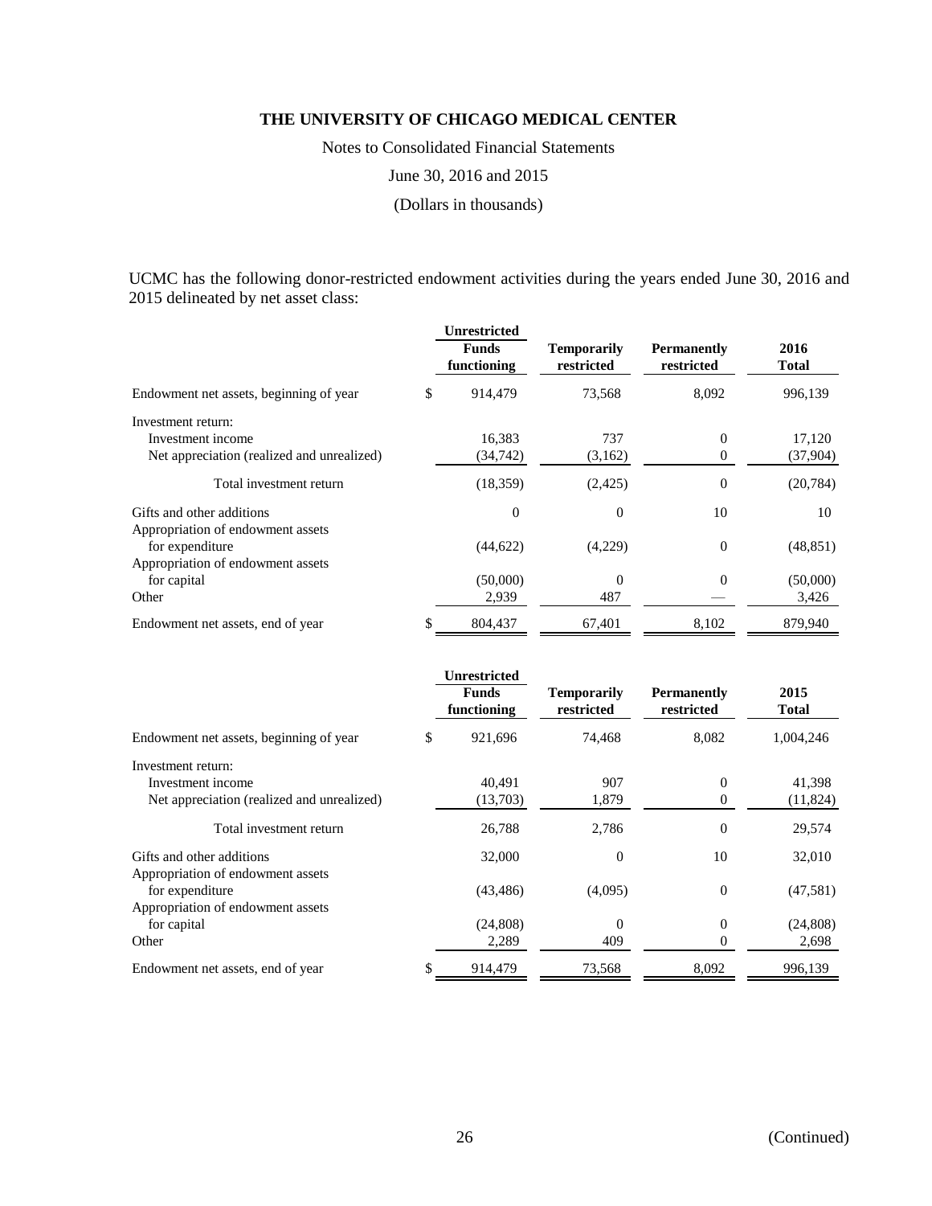**THE UNIVERSITY OF CHICAGO MEDICAL CENTER**

Notes to Consolidated Financial Statements

June 30, 2016 and 2015

(Dollars in thousands)

UCMC has the following donor-restricted endowment activities during the years ended June 30, 2016 and 2015 delineated by net asset class:

| | Unrestricted Funds functioning | Temporarily restricted | Permanently restricted | 2016 Total |
|---|---|---|---|---|
| Endowment net assets, beginning of year | $ 914,479 | 73,568 | 8,092 | 996,139 |
| Investment return: | | | | |
| Investment income | 16,383 | 737 | 0 | 17,120 |
| Net appreciation (realized and unrealized) | (34,742) | (3,162) | 0 | (37,904) |
| Total investment return | (18,359) | (2,425) | 0 | (20,784) |
| Gifts and other additions | 0 | 0 | 10 | 10 |
| Appropriation of endowment assets for expenditure | (44,622) | (4,229) | 0 | (48,851) |
| Appropriation of endowment assets for capital | (50,000) | 0 | 0 | (50,000) |
| Other | 2,939 | 487 | — | 3,426 |
| Endowment net assets, end of year | $ 804,437 | 67,401 | 8,102 | 879,940 |

| | Unrestricted Funds functioning | Temporarily restricted | Permanently restricted | 2015 Total |
|---|---|---|---|---|
| Endowment net assets, beginning of year | $ 921,696 | 74,468 | 8,082 | 1,004,246 |
| Investment return: | | | | |
| Investment income | 40,491 | 907 | 0 | 41,398 |
| Net appreciation (realized and unrealized) | (13,703) | 1,879 | 0 | (11,824) |
| Total investment return | 26,788 | 2,786 | 0 | 29,574 |
| Gifts and other additions | 32,000 | 0 | 10 | 32,010 |
| Appropriation of endowment assets for expenditure | (43,486) | (4,095) | 0 | (47,581) |
| Appropriation of endowment assets for capital | (24,808) | 0 | 0 | (24,808) |
| Other | 2,289 | 409 | 0 | 2,698 |
| Endowment net assets, end of year | $ 914,479 | 73,568 | 8,092 | 996,139 |

(Continued)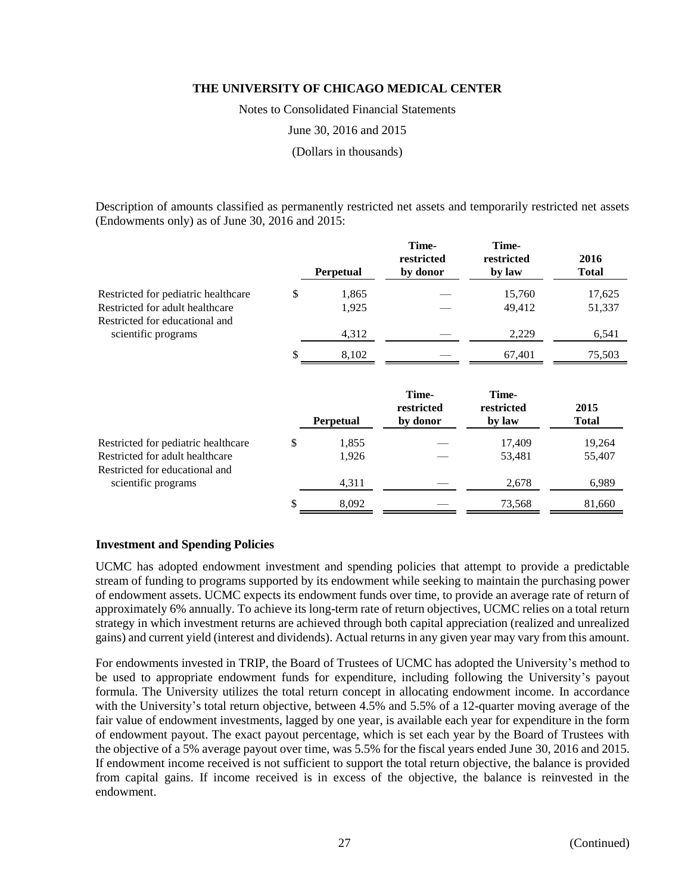Description of amounts classified as permanently restricted net assets and temporarily restricted net assets (Endowments only) as of June 30, 2016 and 2015:

| | Perpetual | Time-restricted by donor | Time-restricted by law | 2016 Total |
|---|---|---|---|---|
| Restricted for pediatric healthcare | $ 1,865 | — | 15,760 | 17,625 |
| Restricted for adult healthcare | 1,925 | — | 49,412 | 51,337 |
| Restricted for educational and scientific programs | 4,312 | — | 2,229 | 6,541 |
| | $ 8,102 | — | 67,401 | 75,503 |

| | Perpetual | Time-restricted by donor | Time-restricted by law | 2015 Total |
|---|---|---|---|---|
| Restricted for pediatric healthcare | $ 1,855 | — | 17,409 | 19,264 |
| Restricted for adult healthcare | 1,926 | — | 53,481 | 55,407 |
| Restricted for educational and scientific programs | 4,311 | — | 2,678 | 6,989 |
| | $ 8,092 | — | 73,568 | 81,660 |

### Investment and Spending Policies

UCMC has adopted endowment investment and spending policies that attempt to provide a predictable stream of funding to programs supported by its endowment while seeking to maintain the purchasing power of endowment assets. UCMC expects its endowment funds over time, to provide an average rate of return of approximately 6% annually. To achieve its long-term rate of return objectives, UCMC relies on a total return strategy in which investment returns are achieved through both capital appreciation (realized and unrealized gains) and current yield (interest and dividends). Actual returns in any given year may vary from this amount.

For endowments invested in TRIP, the Board of Trustees of UCMC has adopted the University's method to be used to appropriate endowment funds for expenditure, including following the University's payout formula. The University utilizes the total return concept in allocating endowment income. In accordance with the University's total return objective, between 4.5% and 5.5% of a 12-quarter moving average of the fair value of endowment investments, lagged by one year, is available each year for expenditure in the form of endowment payout. The exact payout percentage, which is set each year by the Board of Trustees with the objective of a 5% average payout over time, was 5.5% for the fiscal years ended June 30, 2016 and 2015. If endowment income received is not sufficient to support the total return objective, the balance is provided from capital gains. If income received is in excess of the objective, the balance is reinvested in the endowment.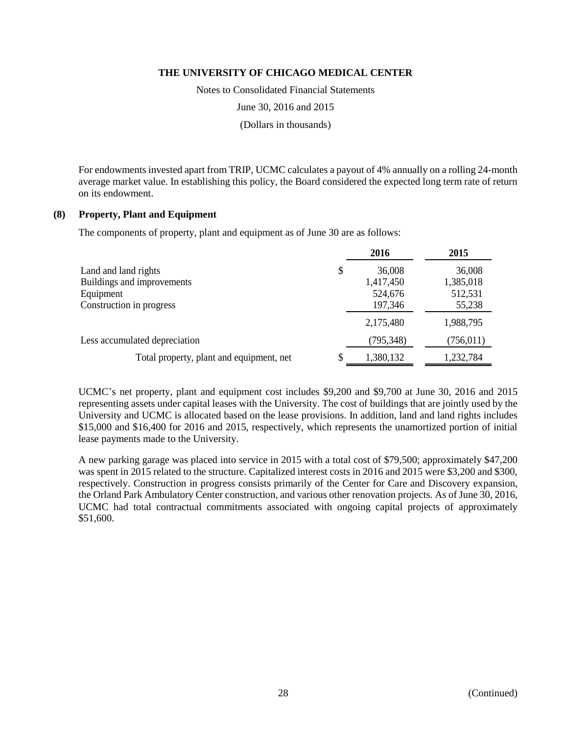For endowments invested apart from TRIP, UCMC calculates a payout of 4% annually on a rolling 24-month average market value. In establishing this policy, the Board considered the expected long term rate of return on its endowment.

## (8) Property, Plant and Equipment

The components of property, plant and equipment as of June 30 are as follows:

| | 2016 | 2015 |
|---|---|---|
| Land and land rights | $ 36,008 | 36,008 |
| Buildings and improvements | 1,417,450 | 1,385,018 |
| Equipment | 524,676 | 512,531 |
| Construction in progress | 197,346 | 55,238 |
| | 2,175,480 | 1,988,795 |
| Less accumulated depreciation | (795,348) | (756,011) |
| Total property, plant and equipment, net | $ 1,380,132 | 1,232,784 |

UCMC's net property, plant and equipment cost includes $9,200 and $9,700 at June 30, 2016 and 2015 representing assets under capital leases with the University. The cost of buildings that are jointly used by the University and UCMC is allocated based on the lease provisions. In addition, land and land rights includes $15,000 and $16,400 for 2016 and 2015, respectively, which represents the unamortized portion of initial lease payments made to the University.

A new parking garage was placed into service in 2015 with a total cost of $79,500; approximately $47,200 was spent in 2015 related to the structure. Capitalized interest costs in 2016 and 2015 were $3,200 and $300, respectively. Construction in progress consists primarily of the Center for Care and Discovery expansion, the Orland Park Ambulatory Center construction, and various other renovation projects. As of June 30, 2016, UCMC had total contractual commitments associated with ongoing capital projects of approximately $51,600.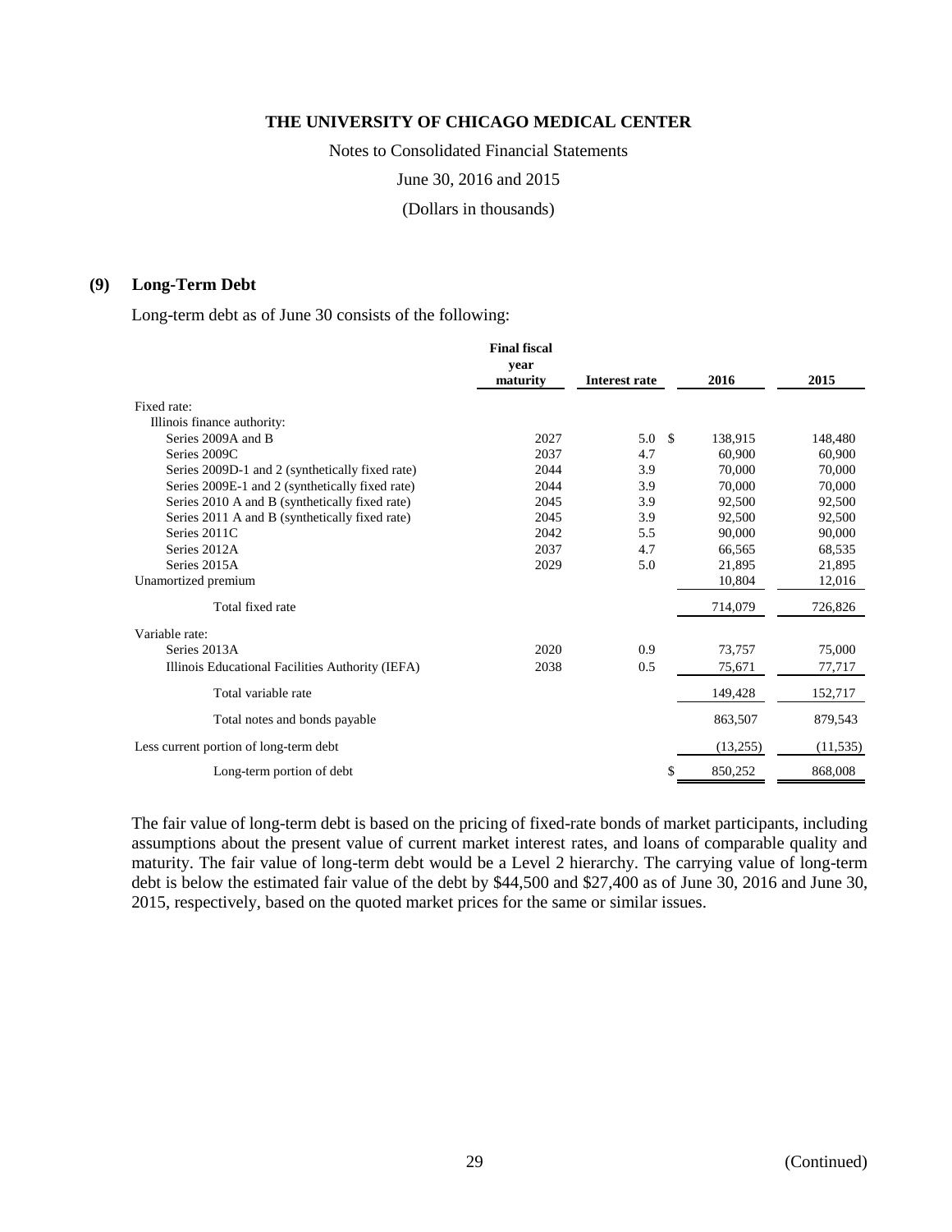THE UNIVERSITY OF CHICAGO MEDICAL CENTER

Notes to Consolidated Financial Statements

June 30, 2016 and 2015

(Dollars in thousands)

## (9) Long-Term Debt

Long-term debt as of June 30 consists of the following:

| | Final fiscal year maturity | Interest rate | 2016 | 2015 |
|---|---|---|---|---|
| Fixed rate: | | | | |
| Illinois finance authority: | | | | |
| Series 2009A and B | 2027 | 5.0 | $ 138,915 | 148,480 |
| Series 2009C | 2037 | 4.7 | 60,900 | 60,900 |
| Series 2009D-1 and 2 (synthetically fixed rate) | 2044 | 3.9 | 70,000 | 70,000 |
| Series 2009E-1 and 2 (synthetically fixed rate) | 2044 | 3.9 | 70,000 | 70,000 |
| Series 2010 A and B (synthetically fixed rate) | 2045 | 3.9 | 92,500 | 92,500 |
| Series 2011 A and B (synthetically fixed rate) | 2045 | 3.9 | 92,500 | 92,500 |
| Series 2011C | 2042 | 5.5 | 90,000 | 90,000 |
| Series 2012A | 2037 | 4.7 | 66,565 | 68,535 |
| Series 2015A | 2029 | 5.0 | 21,895 | 21,895 |
| Unamortized premium | | | 10,804 | 12,016 |
| Total fixed rate | | | 714,079 | 726,826 |
| Variable rate: | | | | |
| Series 2013A | 2020 | 0.9 | 73,757 | 75,000 |
| Illinois Educational Facilities Authority (IEFA) | 2038 | 0.5 | 75,671 | 77,717 |
| Total variable rate | | | 149,428 | 152,717 |
| Total notes and bonds payable | | | 863,507 | 879,543 |
| Less current portion of long-term debt | | | (13,255) | (11,535) |
| Long-term portion of debt | | | $ 850,252 | 868,008 |

The fair value of long-term debt is based on the pricing of fixed-rate bonds of market participants, including assumptions about the present value of current market interest rates, and loans of comparable quality and maturity. The fair value of long-term debt would be a Level 2 hierarchy. The carrying value of long-term debt is below the estimated fair value of the debt by $44,500 and $27,400 as of June 30, 2016 and June 30, 2015, respectively, based on the quoted market prices for the same or similar issues.

(Continued)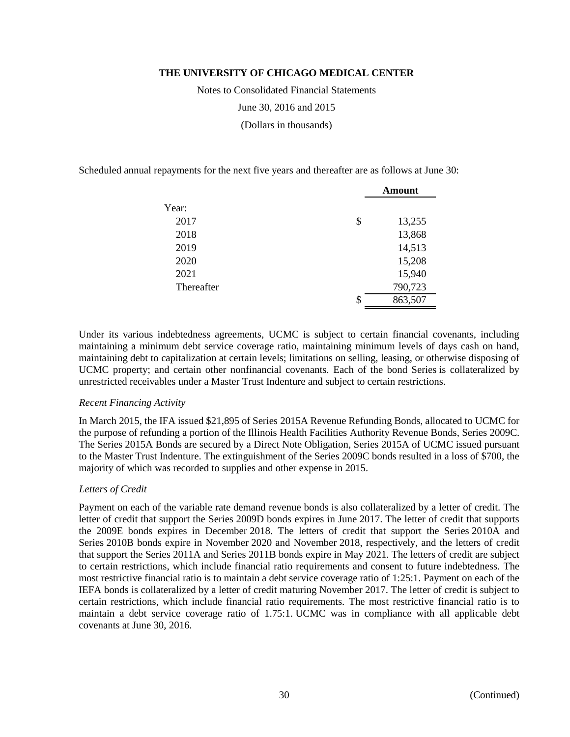Scheduled annual repayments for the next five years and thereafter are as follows at June 30:

| | Amount |
|---|---|
| Year: | |
| 2017 | $ 13,255 |
| 2018 | 13,868 |
| 2019 | 14,513 |
| 2020 | 15,208 |
| 2021 | 15,940 |
| Thereafter | 790,723 |
| | $ 863,507 |

Under its various indebtedness agreements, UCMC is subject to certain financial covenants, including maintaining a minimum debt service coverage ratio, maintaining minimum levels of days cash on hand, maintaining debt to capitalization at certain levels; limitations on selling, leasing, or otherwise disposing of UCMC property; and certain other nonfinancial covenants. Each of the bond Series is collateralized by unrestricted receivables under a Master Trust Indenture and subject to certain restrictions.

*Recent Financing Activity*

In March 2015, the IFA issued $21,895 of Series 2015A Revenue Refunding Bonds, allocated to UCMC for the purpose of refunding a portion of the Illinois Health Facilities Authority Revenue Bonds, Series 2009C. The Series 2015A Bonds are secured by a Direct Note Obligation, Series 2015A of UCMC issued pursuant to the Master Trust Indenture. The extinguishment of the Series 2009C bonds resulted in a loss of $700, the majority of which was recorded to supplies and other expense in 2015.

*Letters of Credit*

Payment on each of the variable rate demand revenue bonds is also collateralized by a letter of credit. The letter of credit that support the Series 2009D bonds expires in June 2017. The letter of credit that supports the 2009E bonds expires in December 2018. The letters of credit that support the Series 2010A and Series 2010B bonds expire in November 2020 and November 2018, respectively, and the letters of credit that support the Series 2011A and Series 2011B bonds expire in May 2021. The letters of credit are subject to certain restrictions, which include financial ratio requirements and consent to future indebtedness. The most restrictive financial ratio is to maintain a debt service coverage ratio of 1:25:1. Payment on each of the IEFA bonds is collateralized by a letter of credit maturing November 2017. The letter of credit is subject to certain restrictions, which include financial ratio requirements. The most restrictive financial ratio is to maintain a debt service coverage ratio of 1.75:1. UCMC was in compliance with all applicable debt covenants at June 30, 2016.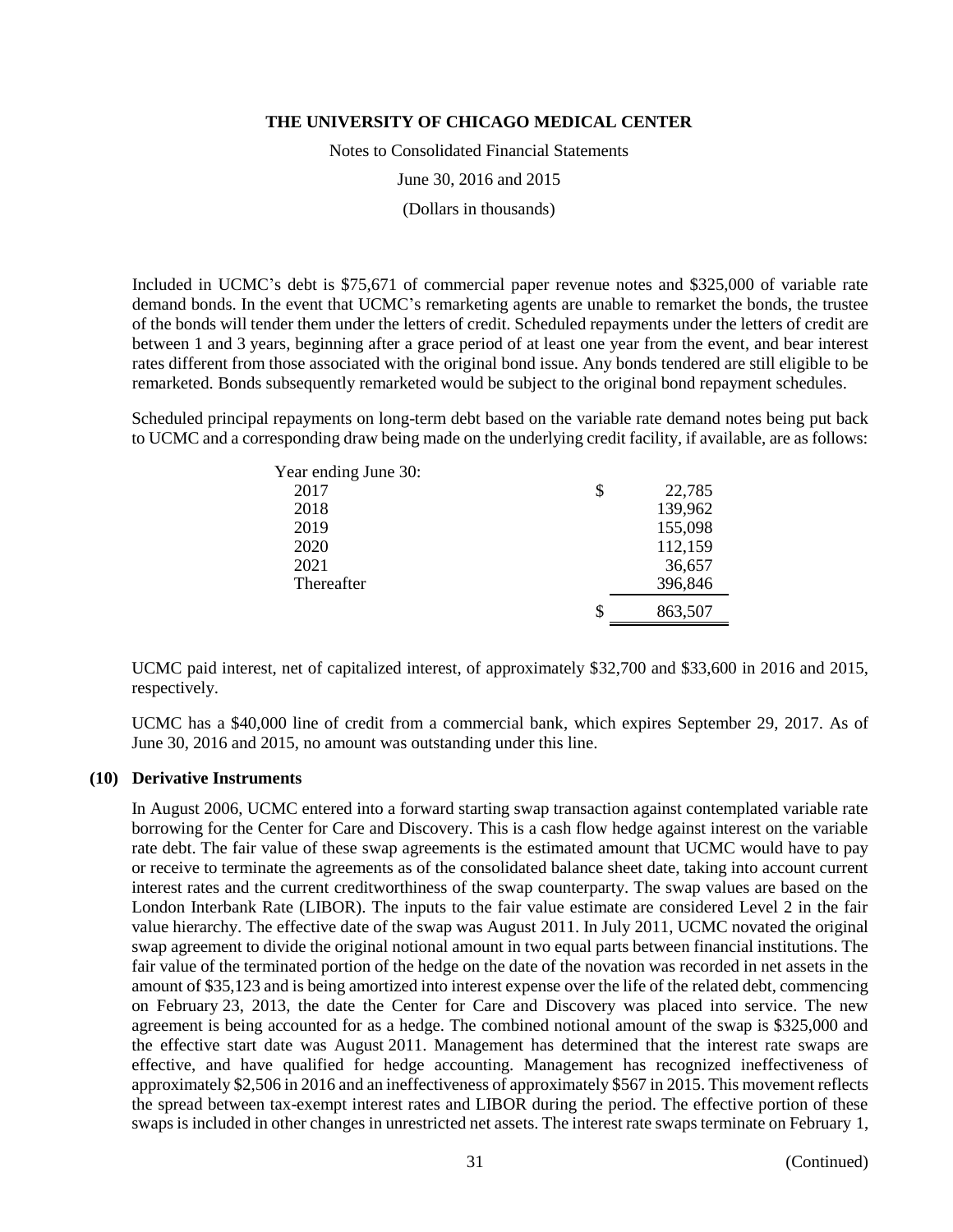Included in UCMC's debt is $75,671 of commercial paper revenue notes and $325,000 of variable rate demand bonds. In the event that UCMC's remarketing agents are unable to remarket the bonds, the trustee of the bonds will tender them under the letters of credit. Scheduled repayments under the letters of credit are between 1 and 3 years, beginning after a grace period of at least one year from the event, and bear interest rates different from those associated with the original bond issue. Any bonds tendered are still eligible to be remarketed. Bonds subsequently remarketed would be subject to the original bond repayment schedules.

Scheduled principal repayments on long-term debt based on the variable rate demand notes being put back to UCMC and a corresponding draw being made on the underlying credit facility, if available, are as follows:

| Year ending June 30: | |
|---|---|
| 2017 | $ 22,785 |
| 2018 | 139,962 |
| 2019 | 155,098 |
| 2020 | 112,159 |
| 2021 | 36,657 |
| Thereafter | 396,846 |
| | $ 863,507 |

UCMC paid interest, net of capitalized interest, of approximately $32,700 and $33,600 in 2016 and 2015, respectively.

UCMC has a $40,000 line of credit from a commercial bank, which expires September 29, 2017. As of June 30, 2016 and 2015, no amount was outstanding under this line.

## (10) Derivative Instruments

In August 2006, UCMC entered into a forward starting swap transaction against contemplated variable rate borrowing for the Center for Care and Discovery. This is a cash flow hedge against interest on the variable rate debt. The fair value of these swap agreements is the estimated amount that UCMC would have to pay or receive to terminate the agreements as of the consolidated balance sheet date, taking into account current interest rates and the current creditworthiness of the swap counterparty. The swap values are based on the London Interbank Rate (LIBOR). The inputs to the fair value estimate are considered Level 2 in the fair value hierarchy. The effective date of the swap was August 2011. In July 2011, UCMC novated the original swap agreement to divide the original notional amount in two equal parts between financial institutions. The fair value of the terminated portion of the hedge on the date of the novation was recorded in net assets in the amount of $35,123 and is being amortized into interest expense over the life of the related debt, commencing on February 23, 2013, the date the Center for Care and Discovery was placed into service. The new agreement is being accounted for as a hedge. The combined notional amount of the swap is $325,000 and the effective start date was August 2011. Management has determined that the interest rate swaps are effective, and have qualified for hedge accounting. Management has recognized ineffectiveness of approximately $2,506 in 2016 and an ineffectiveness of approximately $567 in 2015. This movement reflects the spread between tax-exempt interest rates and LIBOR during the period. The effective portion of these swaps is included in other changes in unrestricted net assets. The interest rate swaps terminate on February 1,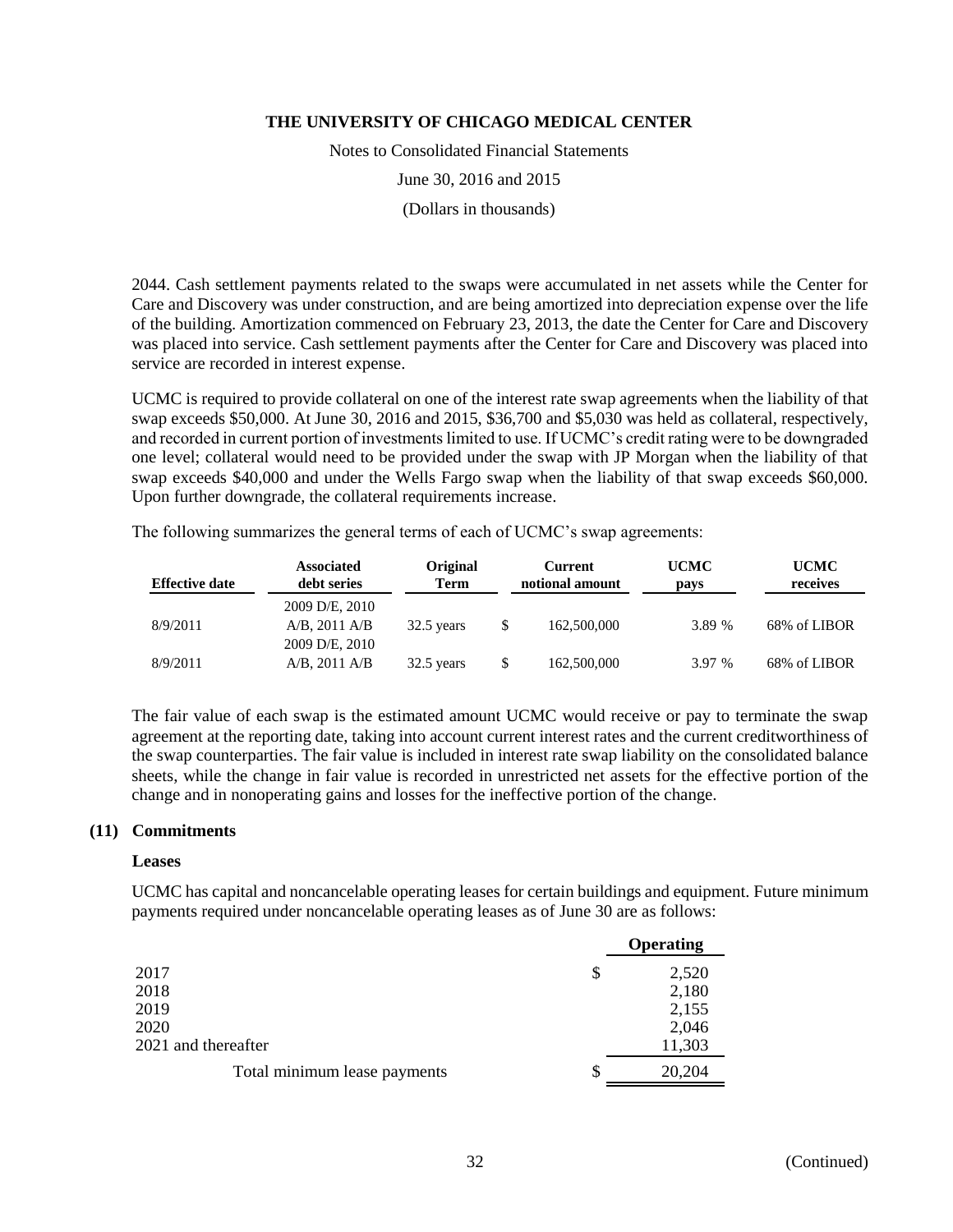2044. Cash settlement payments related to the swaps were accumulated in net assets while the Center for Care and Discovery was under construction, and are being amortized into depreciation expense over the life of the building. Amortization commenced on February 23, 2013, the date the Center for Care and Discovery was placed into service. Cash settlement payments after the Center for Care and Discovery was placed into service are recorded in interest expense.

UCMC is required to provide collateral on one of the interest rate swap agreements when the liability of that swap exceeds $50,000. At June 30, 2016 and 2015, $36,700 and $5,030 was held as collateral, respectively, and recorded in current portion of investments limited to use. If UCMC's credit rating were to be downgraded one level; collateral would need to be provided under the swap with JP Morgan when the liability of that swap exceeds $40,000 and under the Wells Fargo swap when the liability of that swap exceeds $60,000. Upon further downgrade, the collateral requirements increase.

The following summarizes the general terms of each of UCMC's swap agreements:

| Effective date | Associated debt series | Original Term | Current notional amount | UCMC pays | UCMC receives |
|---|---|---|---|---|---|
| 8/9/2011 | 2009 D/E, 2010 A/B, 2011 A/B | 32.5 years | $ 162,500,000 | 3.89 % | 68% of LIBOR |
| 8/9/2011 | 2009 D/E, 2010 A/B, 2011 A/B | 32.5 years | $ 162,500,000 | 3.97 % | 68% of LIBOR |

The fair value of each swap is the estimated amount UCMC would receive or pay to terminate the swap agreement at the reporting date, taking into account current interest rates and the current creditworthiness of the swap counterparties. The fair value is included in interest rate swap liability on the consolidated balance sheets, while the change in fair value is recorded in unrestricted net assets for the effective portion of the change and in nonoperating gains and losses for the ineffective portion of the change.

## (11) Commitments

### Leases

UCMC has capital and noncancelable operating leases for certain buildings and equipment. Future minimum payments required under noncancelable operating leases as of June 30 are as follows:

| | Operating |
|---|---|
| 2017 | $ 2,520 |
| 2018 | 2,180 |
| 2019 | 2,155 |
| 2020 | 2,046 |
| 2021 and thereafter | 11,303 |
| Total minimum lease payments | $ 20,204 |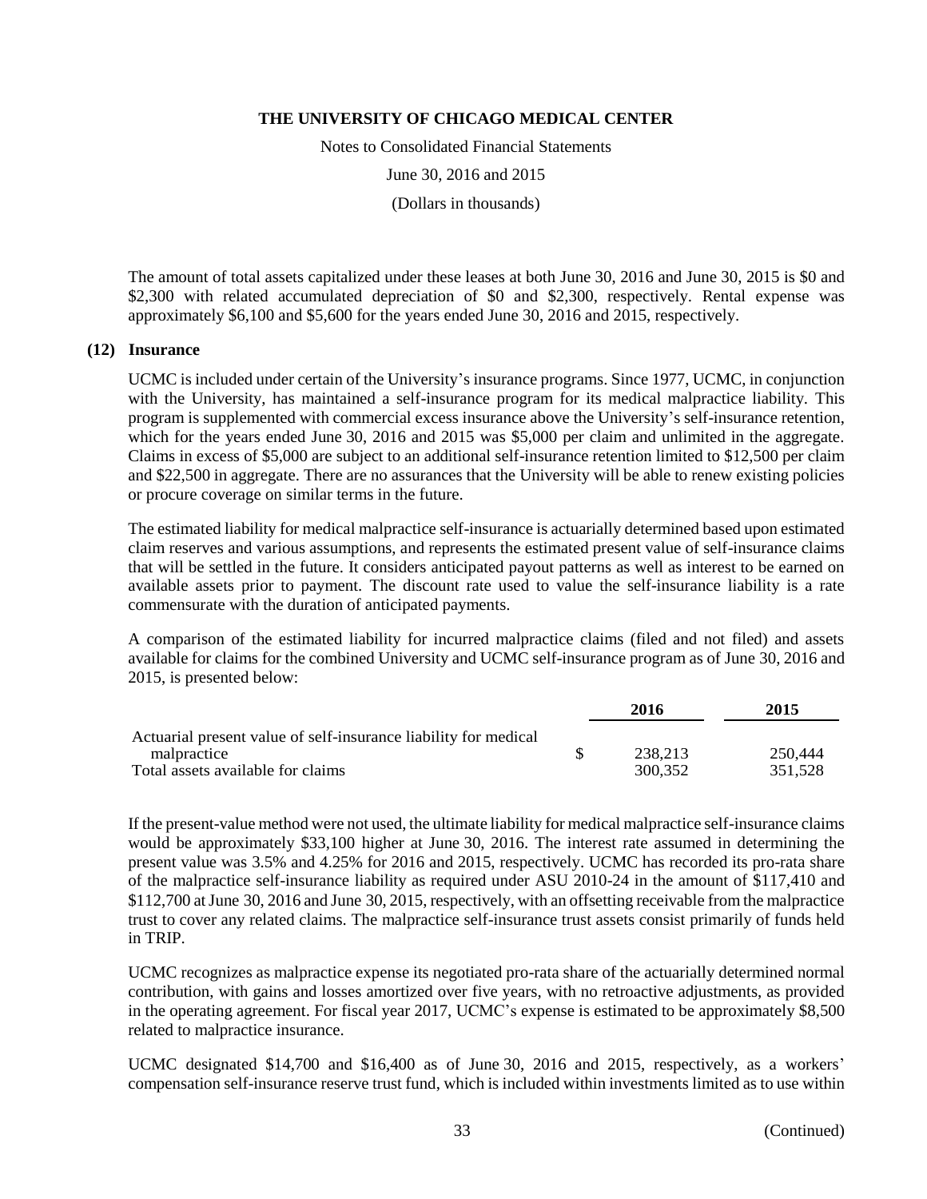The amount of total assets capitalized under these leases at both June 30, 2016 and June 30, 2015 is $0 and $2,300 with related accumulated depreciation of $0 and $2,300, respectively. Rental expense was approximately $6,100 and $5,600 for the years ended June 30, 2016 and 2015, respectively.

## (12) Insurance

UCMC is included under certain of the University's insurance programs. Since 1977, UCMC, in conjunction with the University, has maintained a self-insurance program for its medical malpractice liability. This program is supplemented with commercial excess insurance above the University's self-insurance retention, which for the years ended June 30, 2016 and 2015 was $5,000 per claim and unlimited in the aggregate. Claims in excess of $5,000 are subject to an additional self-insurance retention limited to $12,500 per claim and $22,500 in aggregate. There are no assurances that the University will be able to renew existing policies or procure coverage on similar terms in the future.

The estimated liability for medical malpractice self-insurance is actuarially determined based upon estimated claim reserves and various assumptions, and represents the estimated present value of self-insurance claims that will be settled in the future. It considers anticipated payout patterns as well as interest to be earned on available assets prior to payment. The discount rate used to value the self-insurance liability is a rate commensurate with the duration of anticipated payments.

A comparison of the estimated liability for incurred malpractice claims (filed and not filed) and assets available for claims for the combined University and UCMC self-insurance program as of June 30, 2016 and 2015, is presented below:

| | 2016 | 2015 |
|---|---|---|
| Actuarial present value of self-insurance liability for medical malpractice | $ 238,213 | 250,444 |
| Total assets available for claims | 300,352 | 351,528 |

If the present-value method were not used, the ultimate liability for medical malpractice self-insurance claims would be approximately $33,100 higher at June 30, 2016. The interest rate assumed in determining the present value was 3.5% and 4.25% for 2016 and 2015, respectively. UCMC has recorded its pro-rata share of the malpractice self-insurance liability as required under ASU 2010-24 in the amount of $117,410 and $112,700 at June 30, 2016 and June 30, 2015, respectively, with an offsetting receivable from the malpractice trust to cover any related claims. The malpractice self-insurance trust assets consist primarily of funds held in TRIP.

UCMC recognizes as malpractice expense its negotiated pro-rata share of the actuarially determined normal contribution, with gains and losses amortized over five years, with no retroactive adjustments, as provided in the operating agreement. For fiscal year 2017, UCMC's expense is estimated to be approximately $8,500 related to malpractice insurance.

UCMC designated $14,700 and $16,400 as of June 30, 2016 and 2015, respectively, as a workers' compensation self-insurance reserve trust fund, which is included within investments limited as to use within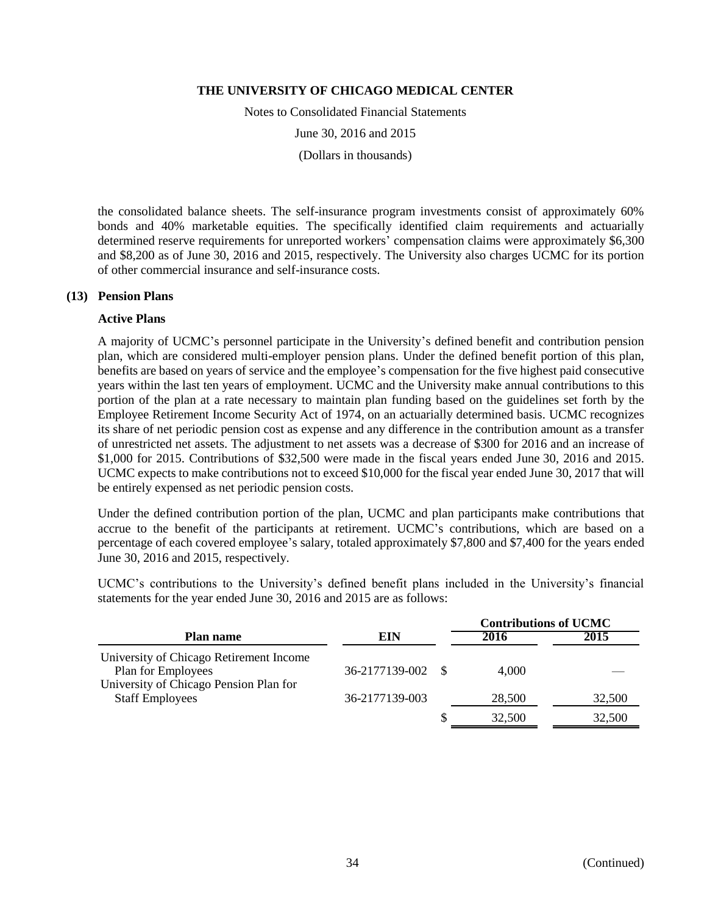the consolidated balance sheets. The self-insurance program investments consist of approximately 60% bonds and 40% marketable equities. The specifically identified claim requirements and actuarially determined reserve requirements for unreported workers' compensation claims were approximately $6,300 and $8,200 as of June 30, 2016 and 2015, respectively. The University also charges UCMC for its portion of other commercial insurance and self-insurance costs.

## (13) Pension Plans

### Active Plans

A majority of UCMC's personnel participate in the University's defined benefit and contribution pension plan, which are considered multi-employer pension plans. Under the defined benefit portion of this plan, benefits are based on years of service and the employee's compensation for the five highest paid consecutive years within the last ten years of employment. UCMC and the University make annual contributions to this portion of the plan at a rate necessary to maintain plan funding based on the guidelines set forth by the Employee Retirement Income Security Act of 1974, on an actuarially determined basis. UCMC recognizes its share of net periodic pension cost as expense and any difference in the contribution amount as a transfer of unrestricted net assets. The adjustment to net assets was a decrease of $300 for 2016 and an increase of $1,000 for 2015. Contributions of $32,500 were made in the fiscal years ended June 30, 2016 and 2015. UCMC expects to make contributions not to exceed $10,000 for the fiscal year ended June 30, 2017 that will be entirely expensed as net periodic pension costs.

Under the defined contribution portion of the plan, UCMC and plan participants make contributions that accrue to the benefit of the participants at retirement. UCMC's contributions, which are based on a percentage of each covered employee's salary, totaled approximately $7,800 and $7,400 for the years ended June 30, 2016 and 2015, respectively.

UCMC's contributions to the University's defined benefit plans included in the University's financial statements for the year ended June 30, 2016 and 2015 are as follows:

| Plan name | EIN | Contributions of UCMC | |
|---|---|---|---|
| | | 2016 | 2015 |
| University of Chicago Retirement Income Plan for Employees | 36-2177139-002 | $ 4,000 | — |
| University of Chicago Pension Plan for Staff Employees | 36-2177139-003 | 28,500 | 32,500 |
| | | $ 32,500 | 32,500 |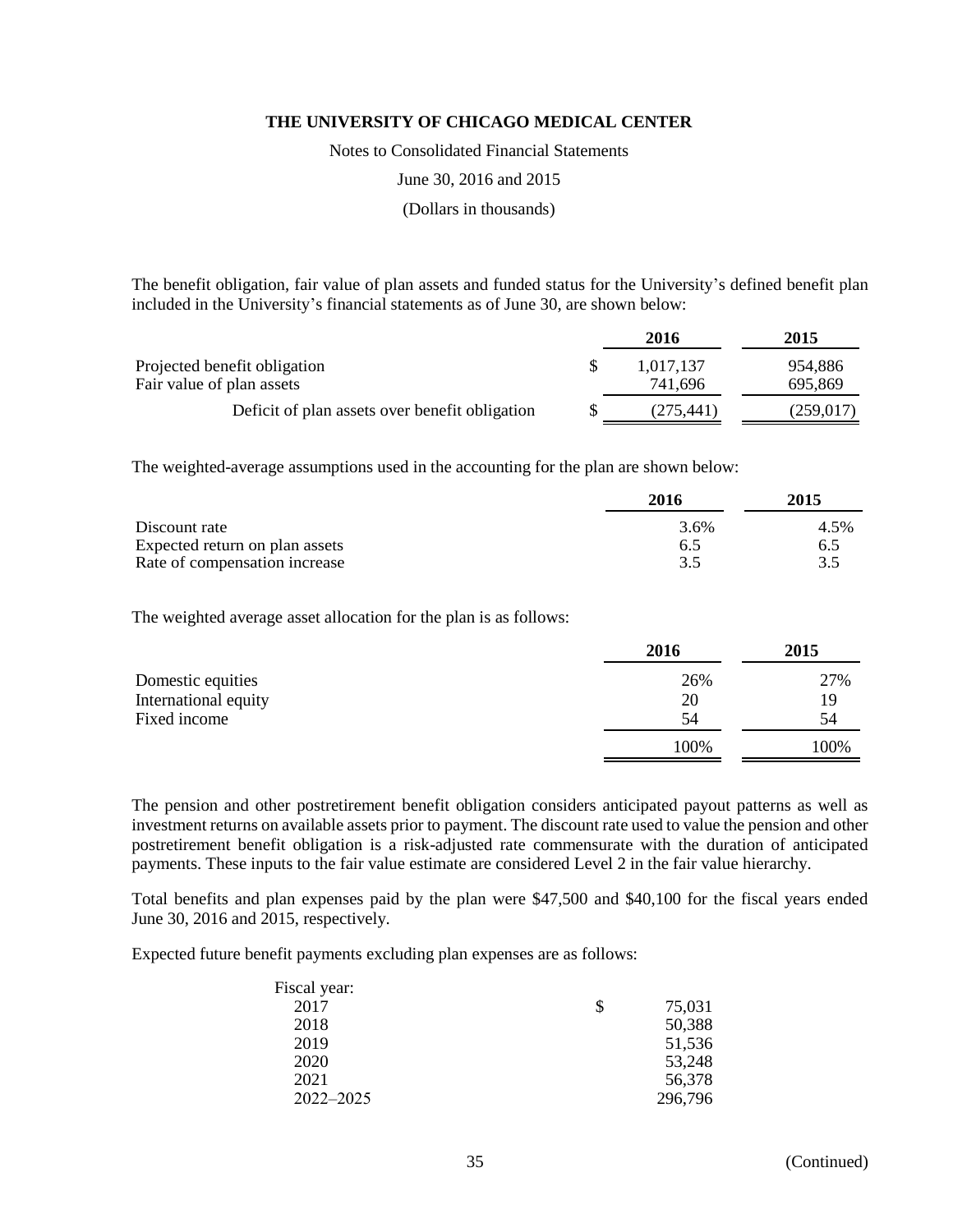# THE UNIVERSITY OF CHICAGO MEDICAL CENTER

Notes to Consolidated Financial Statements

June 30, 2016 and 2015

(Dollars in thousands)

The benefit obligation, fair value of plan assets and funded status for the University's defined benefit plan included in the University's financial statements as of June 30, are shown below:

| | 2016 | 2015 |
|---|---|---|
| Projected benefit obligation | $ 1,017,137 | 954,886 |
| Fair value of plan assets | 741,696 | 695,869 |
| Deficit of plan assets over benefit obligation | $ (275,441) | (259,017) |

The weighted-average assumptions used in the accounting for the plan are shown below:

| | 2016 | 2015 |
|---|---|---|
| Discount rate | 3.6% | 4.5% |
| Expected return on plan assets | 6.5 | 6.5 |
| Rate of compensation increase | 3.5 | 3.5 |

The weighted average asset allocation for the plan is as follows:

| | 2016 | 2015 |
|---|---|---|
| Domestic equities | 26% | 27% |
| International equity | 20 | 19 |
| Fixed income | 54 | 54 |
| | 100% | 100% |

The pension and other postretirement benefit obligation considers anticipated payout patterns as well as investment returns on available assets prior to payment. The discount rate used to value the pension and other postretirement benefit obligation is a risk-adjusted rate commensurate with the duration of anticipated payments. These inputs to the fair value estimate are considered Level 2 in the fair value hierarchy.

Total benefits and plan expenses paid by the plan were $47,500 and $40,100 for the fiscal years ended June 30, 2016 and 2015, respectively.

Expected future benefit payments excluding plan expenses are as follows:

| Fiscal year: | |
|---|---|
| 2017 | $ 75,031 |
| 2018 | 50,388 |
| 2019 | 51,536 |
| 2020 | 53,248 |
| 2021 | 56,378 |
| 2022–2025 | 296,796 |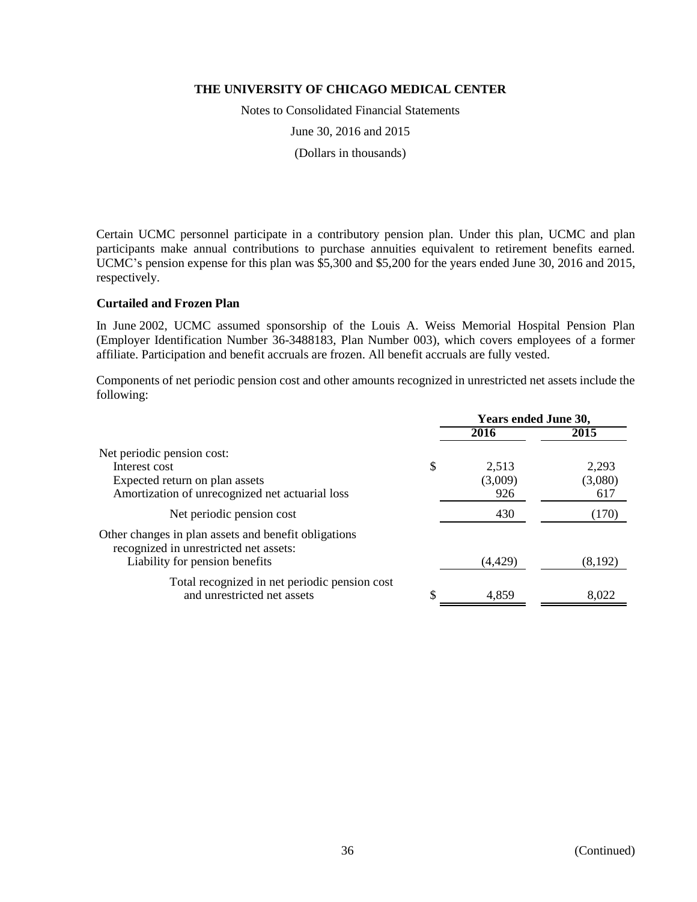Certain UCMC personnel participate in a contributory pension plan. Under this plan, UCMC and plan participants make annual contributions to purchase annuities equivalent to retirement benefits earned. UCMC's pension expense for this plan was $5,300 and $5,200 for the years ended June 30, 2016 and 2015, respectively.

### Curtailed and Frozen Plan

In June 2002, UCMC assumed sponsorship of the Louis A. Weiss Memorial Hospital Pension Plan (Employer Identification Number 36-3488183, Plan Number 003), which covers employees of a former affiliate. Participation and benefit accruals are frozen. All benefit accruals are fully vested.

Components of net periodic pension cost and other amounts recognized in unrestricted net assets include the following:

| | Years ended June 30, | |
|---|---|---|
| | 2016 | 2015 |
| Net periodic pension cost: | | |
| Interest cost | $ 2,513 | 2,293 |
| Expected return on plan assets | (3,009) | (3,080) |
| Amortization of unrecognized net actuarial loss | 926 | 617 |
| Net periodic pension cost | 430 | (170) |
| Other changes in plan assets and benefit obligations recognized in unrestricted net assets: | | |
| Liability for pension benefits | (4,429) | (8,192) |
| Total recognized in net periodic pension cost and unrestricted net assets | $ 4,859 | 8,022 |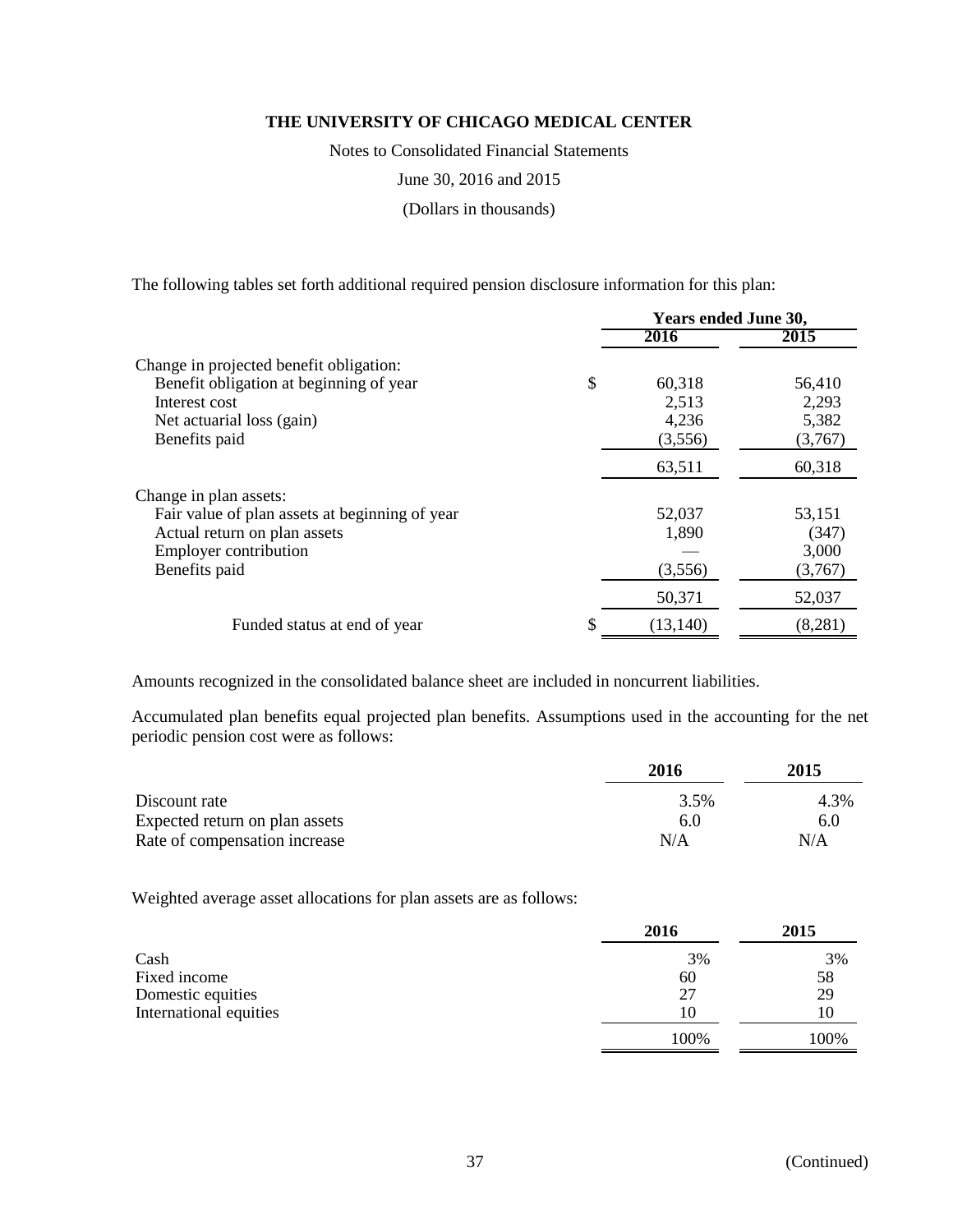**THE UNIVERSITY OF CHICAGO MEDICAL CENTER**

Notes to Consolidated Financial Statements

June 30, 2016 and 2015

(Dollars in thousands)

The following tables set forth additional required pension disclosure information for this plan:

| | Years ended June 30, | |
|---|---|---|
| | 2016 | 2015 |
| Change in projected benefit obligation: | | |
| Benefit obligation at beginning of year | $ 60,318 | 56,410 |
| Interest cost | 2,513 | 2,293 |
| Net actuarial loss (gain) | 4,236 | 5,382 |
| Benefits paid | (3,556) | (3,767) |
| | 63,511 | 60,318 |
| Change in plan assets: | | |
| Fair value of plan assets at beginning of year | 52,037 | 53,151 |
| Actual return on plan assets | 1,890 | (347) |
| Employer contribution | — | 3,000 |
| Benefits paid | (3,556) | (3,767) |
| | 50,371 | 52,037 |
| Funded status at end of year | $ (13,140) | (8,281) |

Amounts recognized in the consolidated balance sheet are included in noncurrent liabilities.

Accumulated plan benefits equal projected plan benefits. Assumptions used in the accounting for the net periodic pension cost were as follows:

| | 2016 | 2015 |
|---|---|---|
| Discount rate | 3.5% | 4.3% |
| Expected return on plan assets | 6.0 | 6.0 |
| Rate of compensation increase | N/A | N/A |

Weighted average asset allocations for plan assets are as follows:

| | 2016 | 2015 |
|---|---|---|
| Cash | 3% | 3% |
| Fixed income | 60 | 58 |
| Domestic equities | 27 | 29 |
| International equities | 10 | 10 |
| | 100% | 100% |

(Continued)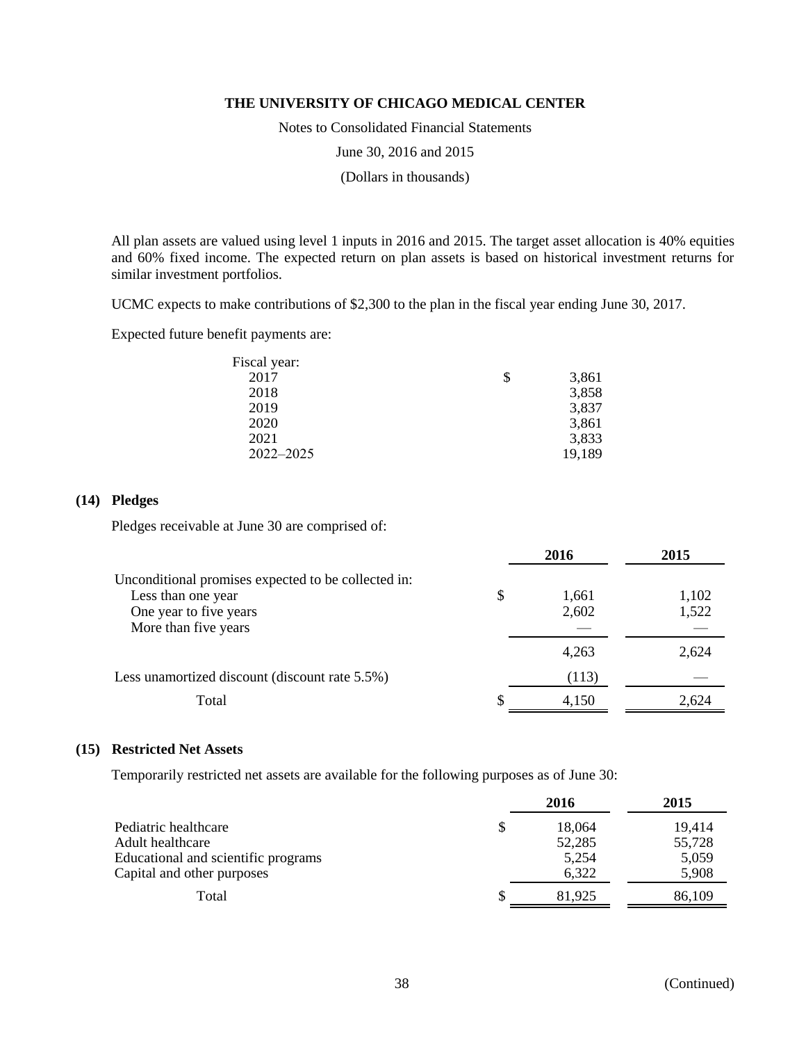All plan assets are valued using level 1 inputs in 2016 and 2015. The target asset allocation is 40% equities and 60% fixed income. The expected return on plan assets is based on historical investment returns for similar investment portfolios.

UCMC expects to make contributions of $2,300 to the plan in the fiscal year ending June 30, 2017.

Expected future benefit payments are:

| Fiscal year: | | |
|---|---|---|
| 2017 | $ | 3,861 |
| 2018 | | 3,858 |
| 2019 | | 3,837 |
| 2020 | | 3,861 |
| 2021 | | 3,833 |
| 2022–2025 | | 19,189 |

## (14) Pledges

Pledges receivable at June 30 are comprised of:

| | | 2016 | 2015 |
|---|---|---|---|
| Unconditional promises expected to be collected in: | | | |
| Less than one year | $ | 1,661 | 1,102 |
| One year to five years | | 2,602 | 1,522 |
| More than five years | | — | — |
| | | 4,263 | 2,624 |
| Less unamortized discount (discount rate 5.5%) | | (113) | — |
| Total | $ | 4,150 | 2,624 |

## (15) Restricted Net Assets

Temporarily restricted net assets are available for the following purposes as of June 30:

| | | 2016 | 2015 |
|---|---|---|---|
| Pediatric healthcare | $ | 18,064 | 19,414 |
| Adult healthcare | | 52,285 | 55,728 |
| Educational and scientific programs | | 5,254 | 5,059 |
| Capital and other purposes | | 6,322 | 5,908 |
| Total | $ | 81,925 | 86,109 |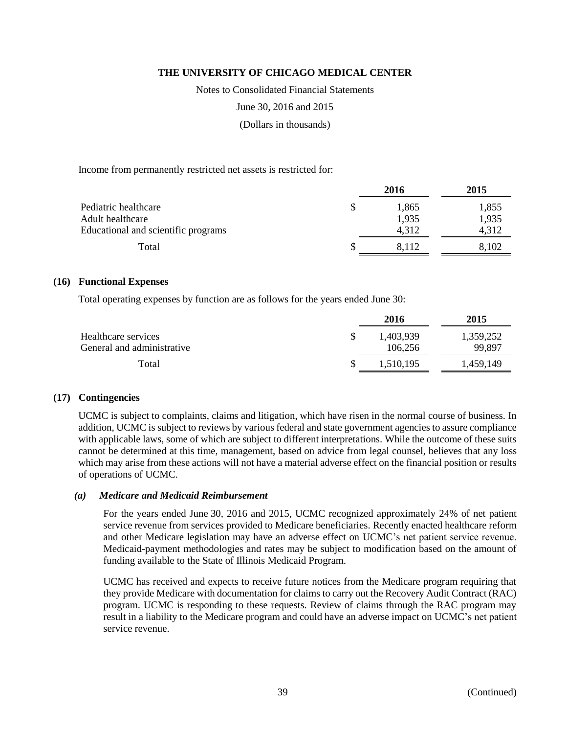Income from permanently restricted net assets is restricted for:

| | 2016 | 2015 |
|---|---|---|
| Pediatric healthcare | $ 1,865 | 1,855 |
| Adult healthcare | 1,935 | 1,935 |
| Educational and scientific programs | 4,312 | 4,312 |
| Total | $ 8,112 | 8,102 |

## (16) Functional Expenses

Total operating expenses by function are as follows for the years ended June 30:

| | 2016 | 2015 |
|---|---|---|
| Healthcare services | $ 1,403,939 | 1,359,252 |
| General and administrative | 106,256 | 99,897 |
| Total | $ 1,510,195 | 1,459,149 |

## (17) Contingencies

UCMC is subject to complaints, claims and litigation, which have risen in the normal course of business. In addition, UCMC is subject to reviews by various federal and state government agencies to assure compliance with applicable laws, some of which are subject to different interpretations. While the outcome of these suits cannot be determined at this time, management, based on advice from legal counsel, believes that any loss which may arise from these actions will not have a material adverse effect on the financial position or results of operations of UCMC.

### *(a) Medicare and Medicaid Reimbursement*

For the years ended June 30, 2016 and 2015, UCMC recognized approximately 24% of net patient service revenue from services provided to Medicare beneficiaries. Recently enacted healthcare reform and other Medicare legislation may have an adverse effect on UCMC's net patient service revenue. Medicaid-payment methodologies and rates may be subject to modification based on the amount of funding available to the State of Illinois Medicaid Program.

UCMC has received and expects to receive future notices from the Medicare program requiring that they provide Medicare with documentation for claims to carry out the Recovery Audit Contract (RAC) program. UCMC is responding to these requests. Review of claims through the RAC program may result in a liability to the Medicare program and could have an adverse impact on UCMC's net patient service revenue.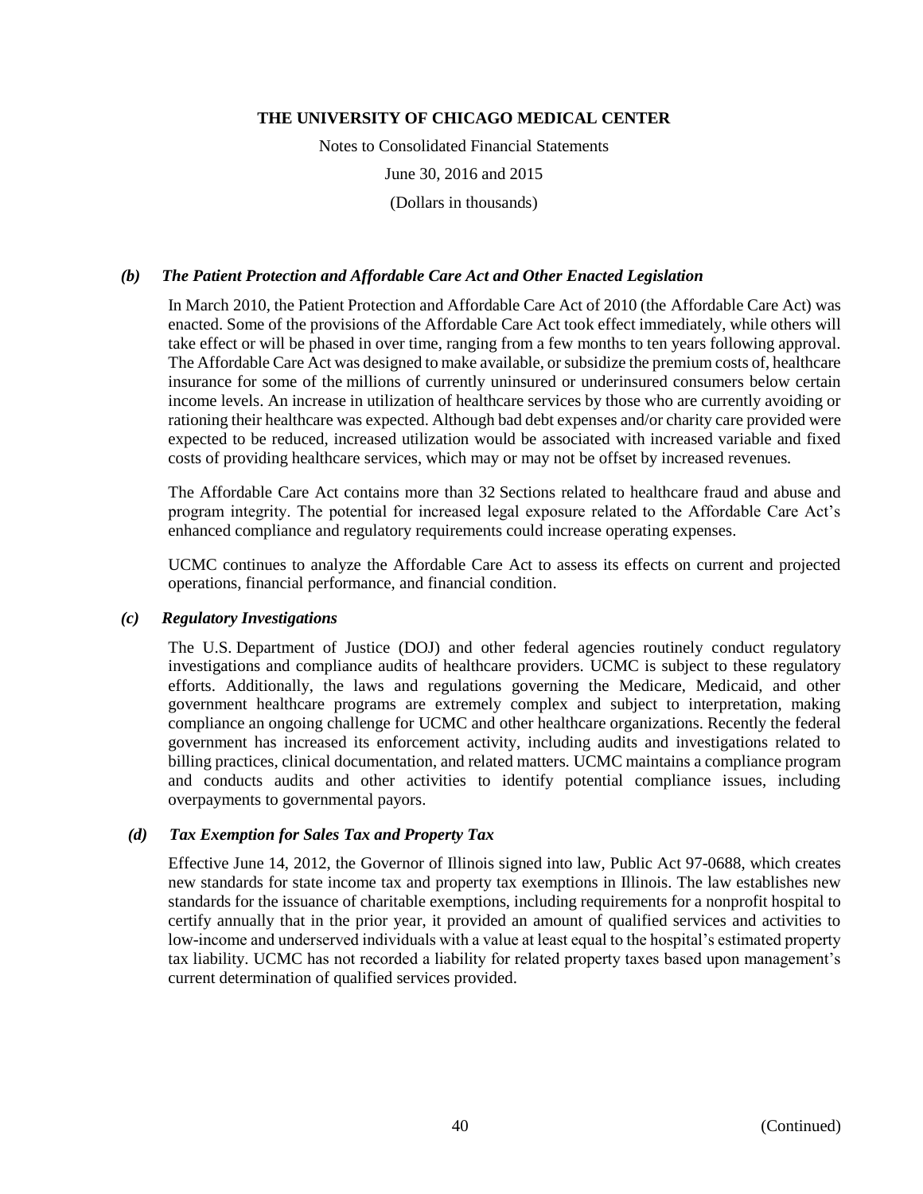### *(b) The Patient Protection and Affordable Care Act and Other Enacted Legislation*

In March 2010, the Patient Protection and Affordable Care Act of 2010 (the Affordable Care Act) was enacted. Some of the provisions of the Affordable Care Act took effect immediately, while others will take effect or will be phased in over time, ranging from a few months to ten years following approval. The Affordable Care Act was designed to make available, or subsidize the premium costs of, healthcare insurance for some of the millions of currently uninsured or underinsured consumers below certain income levels. An increase in utilization of healthcare services by those who are currently avoiding or rationing their healthcare was expected. Although bad debt expenses and/or charity care provided were expected to be reduced, increased utilization would be associated with increased variable and fixed costs of providing healthcare services, which may or may not be offset by increased revenues.

The Affordable Care Act contains more than 32 Sections related to healthcare fraud and abuse and program integrity. The potential for increased legal exposure related to the Affordable Care Act's enhanced compliance and regulatory requirements could increase operating expenses.

UCMC continues to analyze the Affordable Care Act to assess its effects on current and projected operations, financial performance, and financial condition.

### *(c) Regulatory Investigations*

The U.S. Department of Justice (DOJ) and other federal agencies routinely conduct regulatory investigations and compliance audits of healthcare providers. UCMC is subject to these regulatory efforts. Additionally, the laws and regulations governing the Medicare, Medicaid, and other government healthcare programs are extremely complex and subject to interpretation, making compliance an ongoing challenge for UCMC and other healthcare organizations. Recently the federal government has increased its enforcement activity, including audits and investigations related to billing practices, clinical documentation, and related matters. UCMC maintains a compliance program and conducts audits and other activities to identify potential compliance issues, including overpayments to governmental payors.

### *(d) Tax Exemption for Sales Tax and Property Tax*

Effective June 14, 2012, the Governor of Illinois signed into law, Public Act 97-0688, which creates new standards for state income tax and property tax exemptions in Illinois. The law establishes new standards for the issuance of charitable exemptions, including requirements for a nonprofit hospital to certify annually that in the prior year, it provided an amount of qualified services and activities to low-income and underserved individuals with a value at least equal to the hospital's estimated property tax liability. UCMC has not recorded a liability for related property taxes based upon management's current determination of qualified services provided.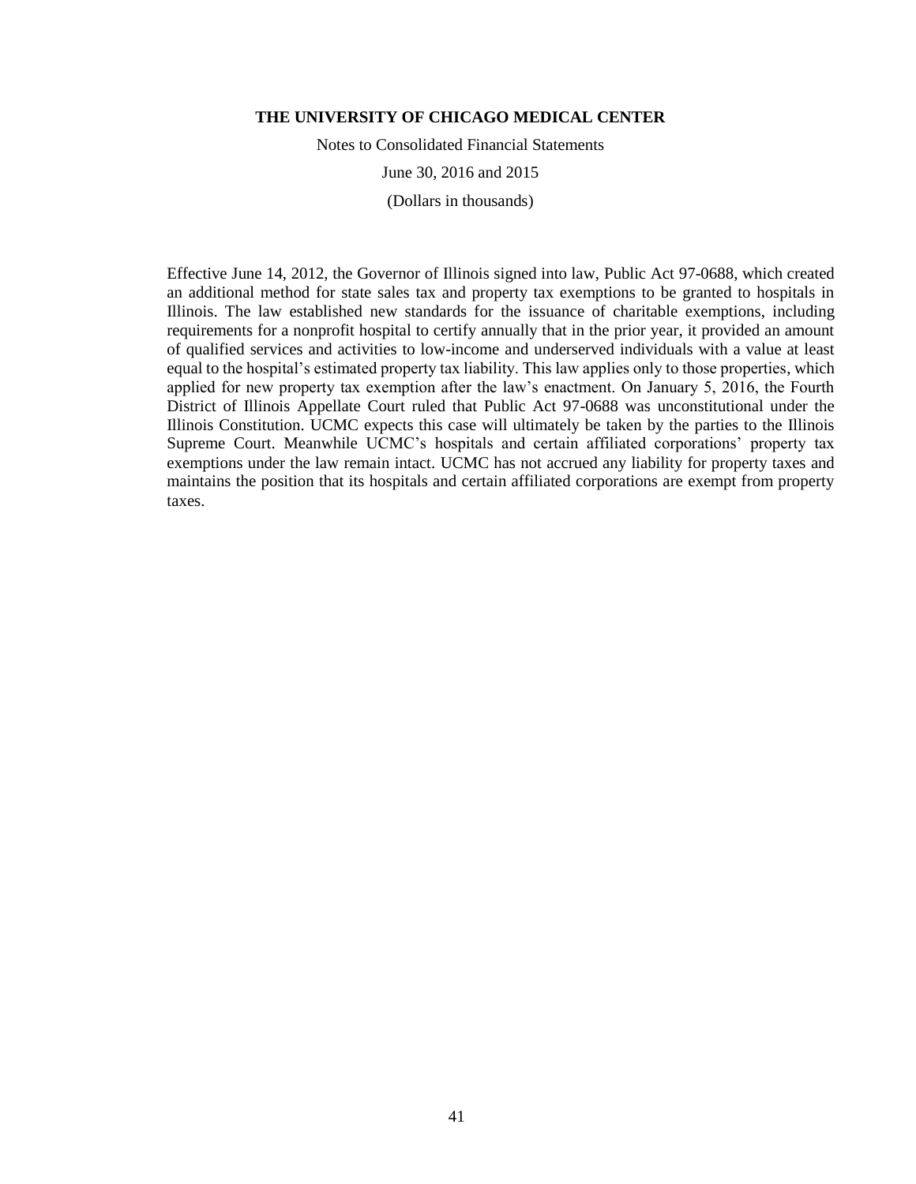Effective June 14, 2012, the Governor of Illinois signed into law, Public Act 97-0688, which created an additional method for state sales tax and property tax exemptions to be granted to hospitals in Illinois. The law established new standards for the issuance of charitable exemptions, including requirements for a nonprofit hospital to certify annually that in the prior year, it provided an amount of qualified services and activities to low-income and underserved individuals with a value at least equal to the hospital's estimated property tax liability. This law applies only to those properties, which applied for new property tax exemption after the law's enactment. On January 5, 2016, the Fourth District of Illinois Appellate Court ruled that Public Act 97-0688 was unconstitutional under the Illinois Constitution. UCMC expects this case will ultimately be taken by the parties to the Illinois Supreme Court. Meanwhile UCMC's hospitals and certain affiliated corporations' property tax exemptions under the law remain intact. UCMC has not accrued any liability for property taxes and maintains the position that its hospitals and certain affiliated corporations are exempt from property taxes.